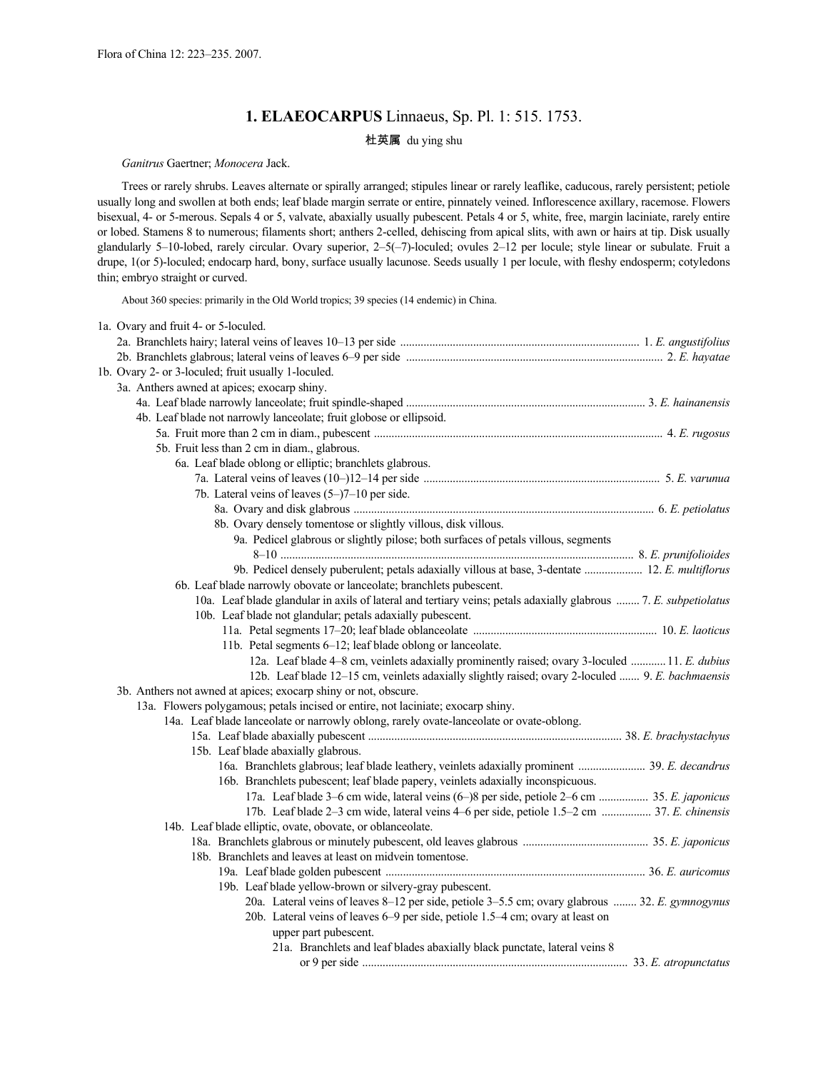# 1. ELAEOCARPUS Linnaeus, Sp. Pl. 1: 515. 1753.

杜英属 du ying shu

*Ganitrus* Gaertner; *Monocera* Jack.

Trees or rarely shrubs. Leaves alternate or spirally arranged; stipules linear or rarely leaflike, caducous, rarely persistent; petiole usually long and swollen at both ends; leaf blade margin serrate or entire, pinnately veined. Inflorescence axillary, racemose. Flowers bisexual, 4- or 5-merous. Sepals 4 or 5, valvate, abaxially usually pubescent. Petals 4 or 5, white, free, margin laciniate, rarely entire or lobed. Stamens 8 to numerous; filaments short; anthers 2-celled, dehiscing from apical slits, with awn or hairs at tip. Disk usually glandularly 5–10-lobed, rarely circular. Ovary superior, 2–5(–7)-loculed; ovules 2–12 per locule; style linear or subulate. Fruit a drupe, 1(or 5)-loculed; endocarp hard, bony, surface usually lacunose. Seeds usually 1 per locule, with fleshy endosperm; cotyledons thin; embryo straight or curved.

About 360 species: primarily in the Old World tropics; 39 species (14 endemic) in China.

1a. Ovary and fruit 4- or 5-loculed.
  2a. Branchlets hairy; lateral veins of leaves 10–13 per side ..... 1. *E. angustifolius*
  2b. Branchlets glabrous; lateral veins of leaves 6–9 per side ..... 2. *E. hayatae*
1b. Ovary 2- or 3-loculed; fruit usually 1-loculed.
  3a. Anthers awned at apices; exocarp shiny.
    4a. Leaf blade narrowly lanceolate; fruit spindle-shaped ..... 3. *E. hainanensis*
    4b. Leaf blade not narrowly lanceolate; fruit globose or ellipsoid.
      5a. Fruit more than 2 cm in diam., pubescent ..... 4. *E. rugosus*
      5b. Fruit less than 2 cm in diam., glabrous.
        6a. Leaf blade oblong or elliptic; branchlets glabrous.
          7a. Lateral veins of leaves (10–)12–14 per side ..... 5. *E. varunua*
          7b. Lateral veins of leaves (5–)7–10 per side.
            8a. Ovary and disk glabrous ..... 6. *E. petiolatus*
            8b. Ovary densely tomentose or slightly villous, disk villous.
              9a. Pedicel glabrous or slightly pilose; both surfaces of petals villous, segments 8–10 ..... 8. *E. prunifolioides*
              9b. Pedicel densely puberulent; petals adaxially villous at base, 3-dentate ..... 12. *E. multiflorus*
        6b. Leaf blade narrowly obovate or lanceolate; branchlets pubescent.
          10a. Leaf blade glandular in axils of lateral and tertiary veins; petals adaxially glabrous ..... 7. *E. subpetiolatus*
          10b. Leaf blade not glandular; petals adaxially pubescent.
            11a. Petal segments 17–20; leaf blade oblanceolate ..... 10. *E. laoticus*
            11b. Petal segments 6–12; leaf blade oblong or lanceolate.
              12a. Leaf blade 4–8 cm, veinlets adaxially prominently raised; ovary 3-loculed ..... 11. *E. dubius*
              12b. Leaf blade 12–15 cm, veinlets adaxially slightly raised; ovary 2-loculed ..... 9. *E. bachmaensis*
  3b. Anthers not awned at apices; exocarp shiny or not, obscure.
    13a. Flowers polygamous; petals incised or entire, not laciniate; exocarp shiny.
      14a. Leaf blade lanceolate or narrowly oblong, rarely ovate-lanceolate or ovate-oblong.
        15a. Leaf blade abaxially pubescent ..... 38. *E. brachystachyus*
        15b. Leaf blade abaxially glabrous.
          16a. Branchlets glabrous; leaf blade leathery, veinlets adaxially prominent ..... 39. *E. decandrus*
          16b. Branchlets pubescent; leaf blade papery, veinlets adaxially inconspicuous.
            17a. Leaf blade 3–6 cm wide, lateral veins (6–)8 per side, petiole 2–6 cm ..... 35. *E. japonicus*
            17b. Leaf blade 2–3 cm wide, lateral veins 4–6 per side, petiole 1.5–2 cm ..... 37. *E. chinensis*
      14b. Leaf blade elliptic, ovate, obovate, or oblanceolate.
        18a. Branchlets glabrous or minutely pubescent, old leaves glabrous ..... 35. *E. japonicus*
        18b. Branchlets and leaves at least on midvein tomentose.
          19a. Leaf blade golden pubescent ..... 36. *E. auricomus*
          19b. Leaf blade yellow-brown or silvery-gray pubescent.
            20a. Lateral veins of leaves 8–12 per side, petiole 3–5.5 cm; ovary glabrous ..... 32. *E. gymnogynus*
            20b. Lateral veins of leaves 6–9 per side, petiole 1.5–4 cm; ovary at least on upper part pubescent.
              21a. Branchlets and leaf blades abaxially black punctate, lateral veins 8 or 9 per side ..... 33. *E. atropunctatus*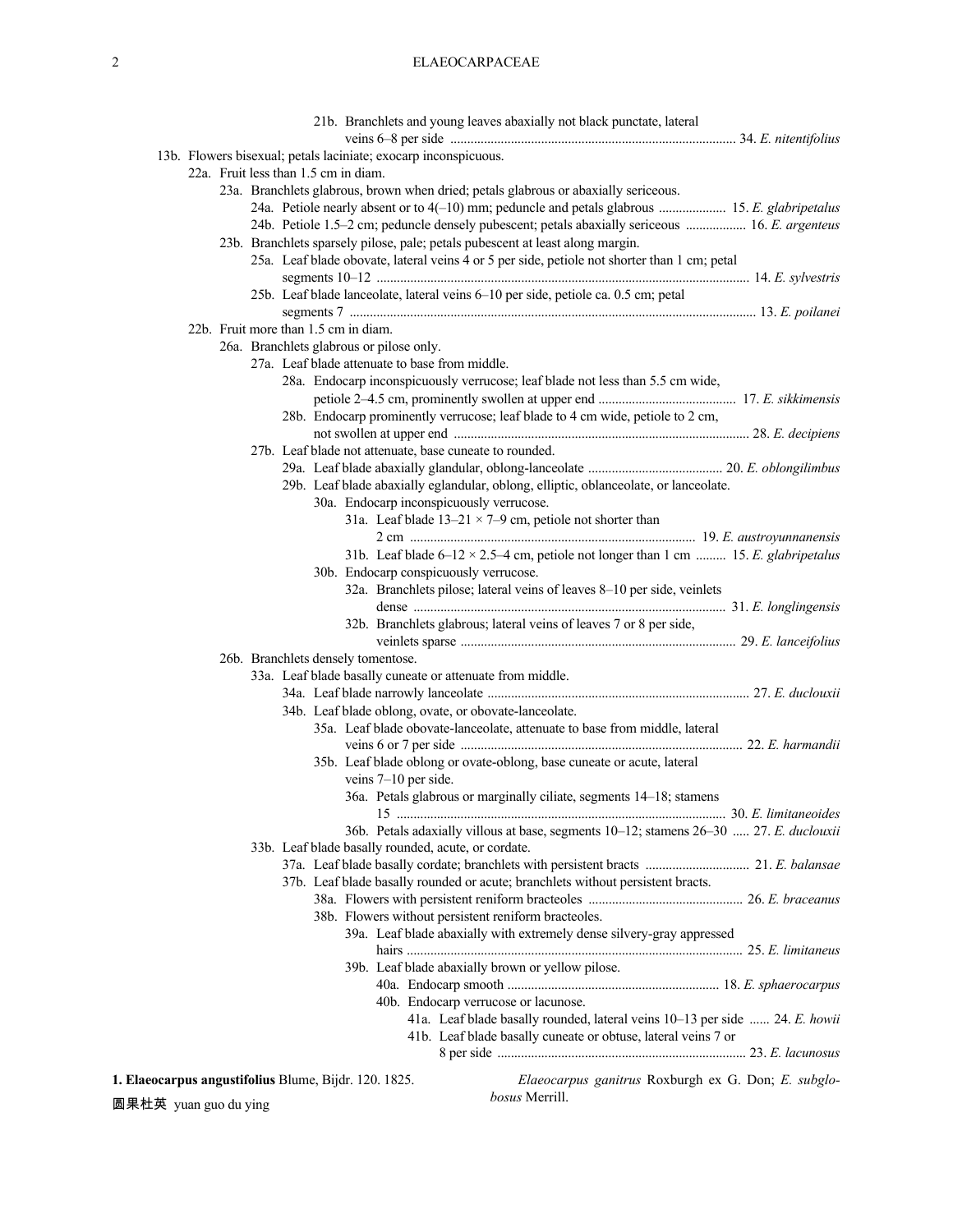21b. Branchlets and young leaves abaxially not black punctate, lateral veins 6–8 per side .................................................................................... 34. *E. nitentifolius*

13b. Flowers bisexual; petals laciniate; exocarp inconspicuous.

22a. Fruit less than 1.5 cm in diam.

23a. Branchlets glabrous, brown when dried; petals glabrous or abaxially sericeous.

24a. Petiole nearly absent or to 4(–10) mm; peduncle and petals glabrous .................... 15. *E. glabripetalus*

24b. Petiole 1.5–2 cm; peduncle densely pubescent; petals abaxially sericeous .................. 16. *E. argenteus*

23b. Branchlets sparsely pilose, pale; petals pubescent at least along margin.

25a. Leaf blade obovate, lateral veins 4 or 5 per side, petiole not shorter than 1 cm; petal segments 10–12 ............................................................................................................ 14. *E. sylvestris*

25b. Leaf blade lanceolate, lateral veins 6–10 per side, petiole ca. 0.5 cm; petal segments 7 ....................................................................................................................... 13. *E. poilanei*

22b. Fruit more than 1.5 cm in diam.

26a. Branchlets glabrous or pilose only.

27a. Leaf blade attenuate to base from middle.

28a. Endocarp inconspicuously verrucose; leaf blade not less than 5.5 cm wide, petiole 2–4.5 cm, prominently swollen at upper end ........................................ 17. *E. sikkimensis*

28b. Endocarp prominently verrucose; leaf blade to 4 cm wide, petiole to 2 cm, not swollen at upper end ...................................................................................... 28. *E. decipiens*

27b. Leaf blade not attenuate, base cuneate to rounded.

29a. Leaf blade abaxially glandular, oblong-lanceolate ........................................ 20. *E. oblongilimbus*

29b. Leaf blade abaxially eglandular, oblong, elliptic, oblanceolate, or lanceolate.

30a. Endocarp inconspicuously verrucose.

31a. Leaf blade 13–21 × 7–9 cm, petiole not shorter than 2 cm .................................................................................... 19. *E. austroyunnanensis*

31b. Leaf blade 6–12 × 2.5–4 cm, petiole not longer than 1 cm ......... 15. *E. glabripetalus*

30b. Endocarp conspicuously verrucose.

32a. Branchlets pilose; lateral veins of leaves 8–10 per side, veinlets dense ............................................................................................ 31. *E. longlingensis*

32b. Branchlets glabrous; lateral veins of leaves 7 or 8 per side, veinlets sparse .................................................................................. 29. *E. lanceifolius*

26b. Branchlets densely tomentose.

33a. Leaf blade basally cuneate or attenuate from middle.

34a. Leaf blade narrowly lanceolate ............................................................................. 27. *E. duclouxii*

34b. Leaf blade oblong, ovate, or obovate-lanceolate.

35a. Leaf blade obovate-lanceolate, attenuate to base from middle, lateral veins 6 or 7 per side ................................................................................... 22. *E. harmandii*

35b. Leaf blade oblong or ovate-oblong, base cuneate or acute, lateral veins 7–10 per side.

36a. Petals glabrous or marginally ciliate, segments 14–18; stamens 15 .................................................................................................. 30. *E. limitaneoides*

36b. Petals adaxially villous at base, segments 10–12; stamens 26–30 ..... 27. *E. duclouxii*

33b. Leaf blade basally rounded, acute, or cordate.

37a. Leaf blade basally cordate; branchlets with persistent bracts ............................... 21. *E. balansae*

37b. Leaf blade basally rounded or acute; branchlets without persistent bracts.

38a. Flowers with persistent reniform bracteoles ............................................. 26. *E. braceanus*

38b. Flowers without persistent reniform bracteoles.

39a. Leaf blade abaxially with extremely dense silvery-gray appressed hairs ................................................................................................... 25. *E. limitaneus*

39b. Leaf blade abaxially brown or yellow pilose.

40a. Endocarp smooth .............................................................. 18. *E. sphaerocarpus*

40b. Endocarp verrucose or lacunose.

41a. Leaf blade basally rounded, lateral veins 10–13 per side ...... 24. *E. howii*

41b. Leaf blade basally cuneate or obtuse, lateral veins 7 or 8 per side ......................................................................... 23. *E. lacunosus*

**1. Elaeocarpus angustifolius** Blume, Bijdr. 120. 1825.

圆果杜英 yuan guo du ying

*Elaeocarpus ganitrus* Roxburgh ex G. Don; *E. subglobosus* Merrill.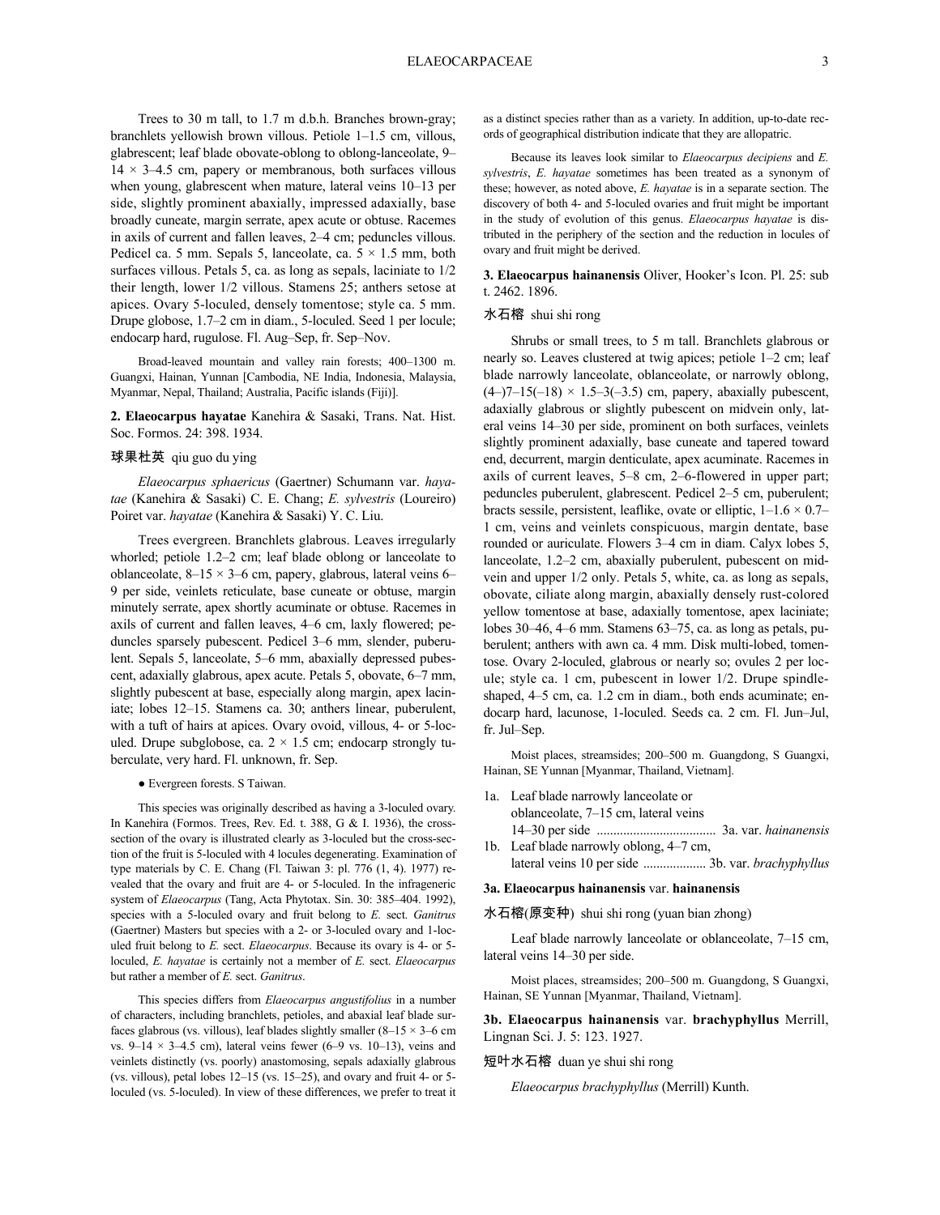Trees to 30 m tall, to 1.7 m d.b.h. Branches brown-gray; branchlets yellowish brown villous. Petiole 1–1.5 cm, villous, glabrescent; leaf blade obovate-oblong to oblong-lanceolate, 9–14 × 3–4.5 cm, papery or membranous, both surfaces villous when young, glabrescent when mature, lateral veins 10–13 per side, slightly prominent abaxially, impressed adaxially, base broadly cuneate, margin serrate, apex acute or obtuse. Racemes in axils of current and fallen leaves, 2–4 cm; peduncles villous. Pedicel ca. 5 mm. Sepals 5, lanceolate, ca. 5 × 1.5 mm, both surfaces villous. Petals 5, ca. as long as sepals, laciniate to 1/2 their length, lower 1/2 villous. Stamens 25; anthers setose at apices. Ovary 5-loculed, densely tomentose; style ca. 5 mm. Drupe globose, 1.7–2 cm in diam., 5-loculed. Seed 1 per locule; endocarp hard, rugulose. Fl. Aug–Sep, fr. Sep–Nov.

Broad-leaved mountain and valley rain forests; 400–1300 m. Guangxi, Hainan, Yunnan [Cambodia, NE India, Indonesia, Malaysia, Myanmar, Nepal, Thailand; Australia, Pacific islands (Fiji)].

**2. Elaeocarpus hayatae** Kanehira & Sasaki, Trans. Nat. Hist. Soc. Formos. 24: 398. 1934.

球果杜英 qiu guo du ying

*Elaeocarpus sphaericus* (Gaertner) Schumann var. *hayatae* (Kanehira & Sasaki) C. E. Chang; *E. sylvestris* (Loureiro) Poiret var. *hayatae* (Kanehira & Sasaki) Y. C. Liu.

Trees evergreen. Branchlets glabrous. Leaves irregularly whorled; petiole 1.2–2 cm; leaf blade oblong or lanceolate to oblanceolate, 8–15 × 3–6 cm, papery, glabrous, lateral veins 6–9 per side, veinlets reticulate, base cuneate or obtuse, margin minutely serrate, apex shortly acuminate or obtuse. Racemes in axils of current and fallen leaves, 4–6 cm, laxly flowered; peduncles sparsely pubescent. Pedicel 3–6 mm, slender, puberulent. Sepals 5, lanceolate, 5–6 mm, abaxially depressed pubescent, adaxially glabrous, apex acute. Petals 5, obovate, 6–7 mm, slightly pubescent at base, especially along margin, apex laciniate; lobes 12–15. Stamens ca. 30; anthers linear, puberulent, with a tuft of hairs at apices. Ovary ovoid, villous, 4- or 5-loculed. Drupe subglobose, ca. 2 × 1.5 cm; endocarp strongly tuberculate, very hard. Fl. unknown, fr. Sep.

● Evergreen forests. S Taiwan.

This species was originally described as having a 3-loculed ovary. In Kanehira (Formos. Trees, Rev. Ed. t. 388, G & I. 1936), the cross-section of the ovary is illustrated clearly as 3-loculed but the cross-section of the fruit is 5-loculed with 4 locules degenerating. Examination of type materials by C. E. Chang (Fl. Taiwan 3: pl. 776 (1, 4). 1977) revealed that the ovary and fruit are 4- or 5-loculed. In the infrageneric system of *Elaeocarpus* (Tang, Acta Phytotax. Sin. 30: 385–404. 1992), species with a 5-loculed ovary and fruit belong to *E.* sect. *Ganitrus* (Gaertner) Masters but species with a 2- or 3-loculed ovary and 1-loculed fruit belong to *E.* sect. *Elaeocarpus*. Because its ovary is 4- or 5-loculed, *E. hayatae* is certainly not a member of *E.* sect. *Elaeocarpus* but rather a member of *E.* sect. *Ganitrus*.

This species differs from *Elaeocarpus angustifolius* in a number of characters, including branchlets, petioles, and abaxial leaf blade surfaces glabrous (vs. villous), leaf blades slightly smaller (8–15 × 3–6 cm vs. 9–14 × 3–4.5 cm), lateral veins fewer (6–9 vs. 10–13), veins and veinlets distinctly (vs. poorly) anastomosing, sepals adaxially glabrous (vs. villous), petal lobes 12–15 (vs. 15–25), and ovary and fruit 4- or 5-loculed (vs. 5-loculed). In view of these differences, we prefer to treat it as a distinct species rather than as a variety. In addition, up-to-date records of geographical distribution indicate that they are allopatric.

Because its leaves look similar to *Elaeocarpus decipiens* and *E. sylvestris*, *E. hayatae* sometimes has been treated as a synonym of these; however, as noted above, *E. hayatae* is in a separate section. The discovery of both 4- and 5-loculed ovaries and fruit might be important in the study of evolution of this genus. *Elaeocarpus hayatae* is distributed in the periphery of the section and the reduction in locules of ovary and fruit might be derived.

**3. Elaeocarpus hainanensis** Oliver, Hooker's Icon. Pl. 25: sub t. 2462. 1896.

水石榕 shui shi rong

Shrubs or small trees, to 5 m tall. Branchlets glabrous or nearly so. Leaves clustered at twig apices; petiole 1–2 cm; leaf blade narrowly lanceolate, oblanceolate, or narrowly oblong, (4–)7–15(–18) × 1.5–3(–3.5) cm, papery, abaxially pubescent, adaxially glabrous or slightly pubescent on midvein only, lateral veins 14–30 per side, prominent on both surfaces, veinlets slightly prominent adaxially, base cuneate and tapered toward end, decurrent, margin denticulate, apex acuminate. Racemes in axils of current leaves, 5–8 cm, 2–6-flowered in upper part; peduncles puberulent, glabrescent. Pedicel 2–5 cm, puberulent; bracts sessile, persistent, leaflike, ovate or elliptic, 1–1.6 × 0.7–1 cm, veins and veinlets conspicuous, margin dentate, base rounded or auriculate. Flowers 3–4 cm in diam. Calyx lobes 5, lanceolate, 1.2–2 cm, abaxially puberulent, pubescent on midvein and upper 1/2 only. Petals 5, white, ca. as long as sepals, obovate, ciliate along margin, abaxially densely rust-colored yellow tomentose at base, adaxially tomentose, apex laciniate; lobes 30–46, 4–6 mm. Stamens 63–75, ca. as long as petals, puberulent; anthers with awn ca. 4 mm. Disk multi-lobed, tomentose. Ovary 2-loculed, glabrous or nearly so; ovules 2 per locule; style ca. 1 cm, pubescent in lower 1/2. Drupe spindle-shaped, 4–5 cm, ca. 1.2 cm in diam., both ends acuminate; endocarp hard, lacunose, 1-loculed. Seeds ca. 2 cm. Fl. Jun–Jul, fr. Jul–Sep.

Moist places, streamsides; 200–500 m. Guangdong, S Guangxi, Hainan, SE Yunnan [Myanmar, Thailand, Vietnam].

1a. Leaf blade narrowly lanceolate or oblanceolate, 7–15 cm, lateral veins 14–30 per side .................................... 3a. var. *hainanensis*
1b. Leaf blade narrowly oblong, 4–7 cm, lateral veins 10 per side ................... 3b. var. *brachyphyllus*

**3a. Elaeocarpus hainanensis** var. **hainanensis**

水石榕(原变种) shui shi rong (yuan bian zhong)

Leaf blade narrowly lanceolate or oblanceolate, 7–15 cm, lateral veins 14–30 per side.

Moist places, streamsides; 200–500 m. Guangdong, S Guangxi, Hainan, SE Yunnan [Myanmar, Thailand, Vietnam].

**3b. Elaeocarpus hainanensis** var. **brachyphyllus** Merrill, Lingnan Sci. J. 5: 123. 1927.

短叶水石榕 duan ye shui shi rong

*Elaeocarpus brachyphyllus* (Merrill) Kunth.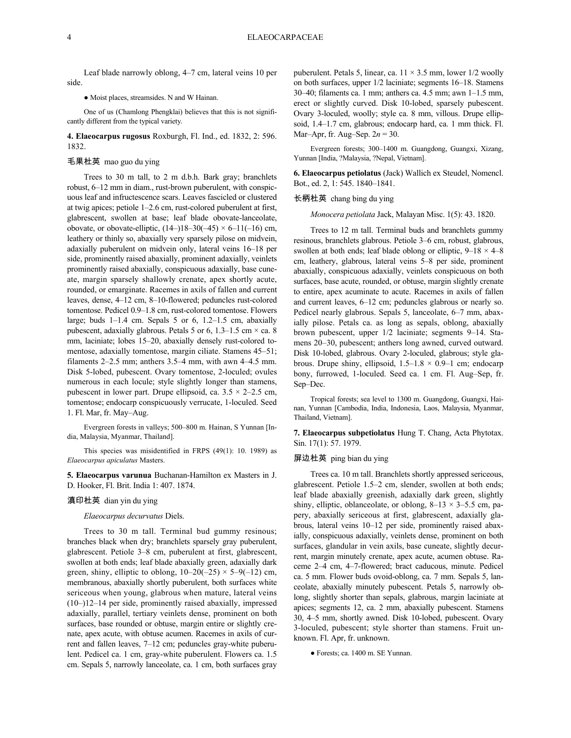Leaf blade narrowly oblong, 4–7 cm, lateral veins 10 per side.

● Moist places, streamsides. N and W Hainan.

One of us (Chamlong Phengklai) believes that this is not significantly different from the typical variety.

**4. Elaeocarpus rugosus** Roxburgh, Fl. Ind., ed. 1832, 2: 596. 1832.

毛果杜英 mao guo du ying

Trees to 30 m tall, to 2 m d.b.h. Bark gray; branchlets robust, 6–12 mm in diam., rust-brown puberulent, with conspicuous leaf and infructescence scars. Leaves fascicled or clustered at twig apices; petiole 1–2.6 cm, rust-colored puberulent at first, glabrescent, swollen at base; leaf blade obovate-lanceolate, obovate, or obovate-elliptic, (14–)18–30(–45) × 6–11(–16) cm, leathery or thinly so, abaxially very sparsely pilose on midvein, adaxially puberulent on midvein only, lateral veins 16–18 per side, prominently raised abaxially, prominent adaxially, veinlets prominently raised abaxially, conspicuous adaxially, base cuneate, margin sparsely shallowly crenate, apex shortly acute, rounded, or emarginate. Racemes in axils of fallen and current leaves, dense, 4–12 cm, 8–10-flowered; peduncles rust-colored tomentose. Pedicel 0.9–1.8 cm, rust-colored tomentose. Flowers large; buds 1–1.4 cm. Sepals 5 or 6, 1.2–1.5 cm, abaxially pubescent, adaxially glabrous. Petals 5 or 6, 1.3–1.5 cm × ca. 8 mm, laciniate; lobes 15–20, abaxially densely rust-colored tomentose, adaxially tomentose, margin ciliate. Stamens 45–51; filaments 2–2.5 mm; anthers 3.5–4 mm, with awn 4–4.5 mm. Disk 5-lobed, pubescent. Ovary tomentose, 2-loculed; ovules numerous in each locule; style slightly longer than stamens, pubescent in lower part. Drupe ellipsoid, ca. 3.5 × 2–2.5 cm, tomentose; endocarp conspicuously verrucate, 1-loculed. Seed 1. Fl. Mar, fr. May–Aug.

Evergreen forests in valleys; 500–800 m. Hainan, S Yunnan [India, Malaysia, Myanmar, Thailand].

This species was misidentified in FRPS (49(1): 10. 1989) as *Elaeocarpus apiculatus* Masters.

**5. Elaeocarpus varunua** Buchanan-Hamilton ex Masters in J. D. Hooker, Fl. Brit. India 1: 407. 1874.

滇印杜英 dian yin du ying

*Elaeocarpus decurvatus* Diels.

Trees to 30 m tall. Terminal bud gummy resinous; branches black when dry; branchlets sparsely gray puberulent, glabrescent. Petiole 3–8 cm, puberulent at first, glabrescent, swollen at both ends; leaf blade abaxially green, adaxially dark green, shiny, elliptic to oblong, 10–20(–25) × 5–9(–12) cm, membranous, abaxially shortly puberulent, both surfaces white sericeous when young, glabrous when mature, lateral veins (10–)12–14 per side, prominently raised abaxially, impressed adaxially, parallel, tertiary veinlets dense, prominent on both surfaces, base rounded or obtuse, margin entire or slightly crenate, apex acute, with obtuse acumen. Racemes in axils of current and fallen leaves, 7–12 cm; peduncles gray-white puberulent. Pedicel ca. 1 cm, gray-white puberulent. Flowers ca. 1.5 cm. Sepals 5, narrowly lanceolate, ca. 1 cm, both surfaces gray puberulent. Petals 5, linear, ca. 11 × 3.5 mm, lower 1/2 woolly on both surfaces, upper 1/2 laciniate; segments 16–18. Stamens 30–40; filaments ca. 1 mm; anthers ca. 4.5 mm; awn 1–1.5 mm, erect or slightly curved. Disk 10-lobed, sparsely pubescent. Ovary 3-loculed, woolly; style ca. 8 mm, villous. Drupe ellipsoid, 1.4–1.7 cm, glabrous; endocarp hard, ca. 1 mm thick. Fl. Mar–Apr, fr. Aug–Sep. $2n = 30$.

Evergreen forests; 300–1400 m. Guangdong, Guangxi, Xizang, Yunnan [India, ?Malaysia, ?Nepal, Vietnam].

**6. Elaeocarpus petiolatus** (Jack) Wallich ex Steudel, Nomencl. Bot., ed. 2, 1: 545. 1840–1841.

长柄杜英 chang bing du ying

*Monocera petiolata* Jack, Malayan Misc. 1(5): 43. 1820.

Trees to 12 m tall. Terminal buds and branchlets gummy resinous, branchlets glabrous. Petiole 3–6 cm, robust, glabrous, swollen at both ends; leaf blade oblong or elliptic, 9–18 × 4–8 cm, leathery, glabrous, lateral veins 5–8 per side, prominent abaxially, conspicuous adaxially, veinlets conspicuous on both surfaces, base acute, rounded, or obtuse, margin slightly crenate to entire, apex acuminate to acute. Racemes in axils of fallen and current leaves, 6–12 cm; peduncles glabrous or nearly so. Pedicel nearly glabrous. Sepals 5, lanceolate, 6–7 mm, abaxially pilose. Petals ca. as long as sepals, oblong, abaxially brown pubescent, upper 1/2 laciniate; segments 9–14. Stamens 20–30, pubescent; anthers long awned, curved outward. Disk 10-lobed, glabrous. Ovary 2-loculed, glabrous; style glabrous. Drupe shiny, ellipsoid, 1.5–1.8 × 0.9–1 cm; endocarp bony, furrowed, 1-loculed. Seed ca. 1 cm. Fl. Aug–Sep, fr. Sep–Dec.

Tropical forests; sea level to 1300 m. Guangdong, Guangxi, Hainan, Yunnan [Cambodia, India, Indonesia, Laos, Malaysia, Myanmar, Thailand, Vietnam].

**7. Elaeocarpus subpetiolatus** Hung T. Chang, Acta Phytotax. Sin. 17(1): 57. 1979.

屏边杜英 ping bian du ying

Trees ca. 10 m tall. Branchlets shortly appressed sericeous, glabrescent. Petiole 1.5–2 cm, slender, swollen at both ends; leaf blade abaxially greenish, adaxially dark green, slightly shiny, elliptic, oblanceolate, or oblong, 8–13 × 3–5.5 cm, papery, abaxially sericeous at first, glabrescent, adaxially glabrous, lateral veins 10–12 per side, prominently raised abaxially, conspicuous adaxially, veinlets dense, prominent on both surfaces, glandular in vein axils, base cuneate, slightly decurrent, margin minutely crenate, apex acute, acumen obtuse. Raceme 2–4 cm, 4–7-flowered; bract caducous, minute. Pedicel ca. 5 mm. Flower buds ovoid-oblong, ca. 7 mm. Sepals 5, lanceolate, abaxially minutely pubescent. Petals 5, narrowly oblong, slightly shorter than sepals, glabrous, margin laciniate at apices; segments 12, ca. 2 mm, abaxially pubescent. Stamens 30, 4–5 mm, shortly awned. Disk 10-lobed, pubescent. Ovary 3-loculed, pubescent; style shorter than stamens. Fruit unknown. Fl. Apr, fr. unknown.

● Forests; ca. 1400 m. SE Yunnan.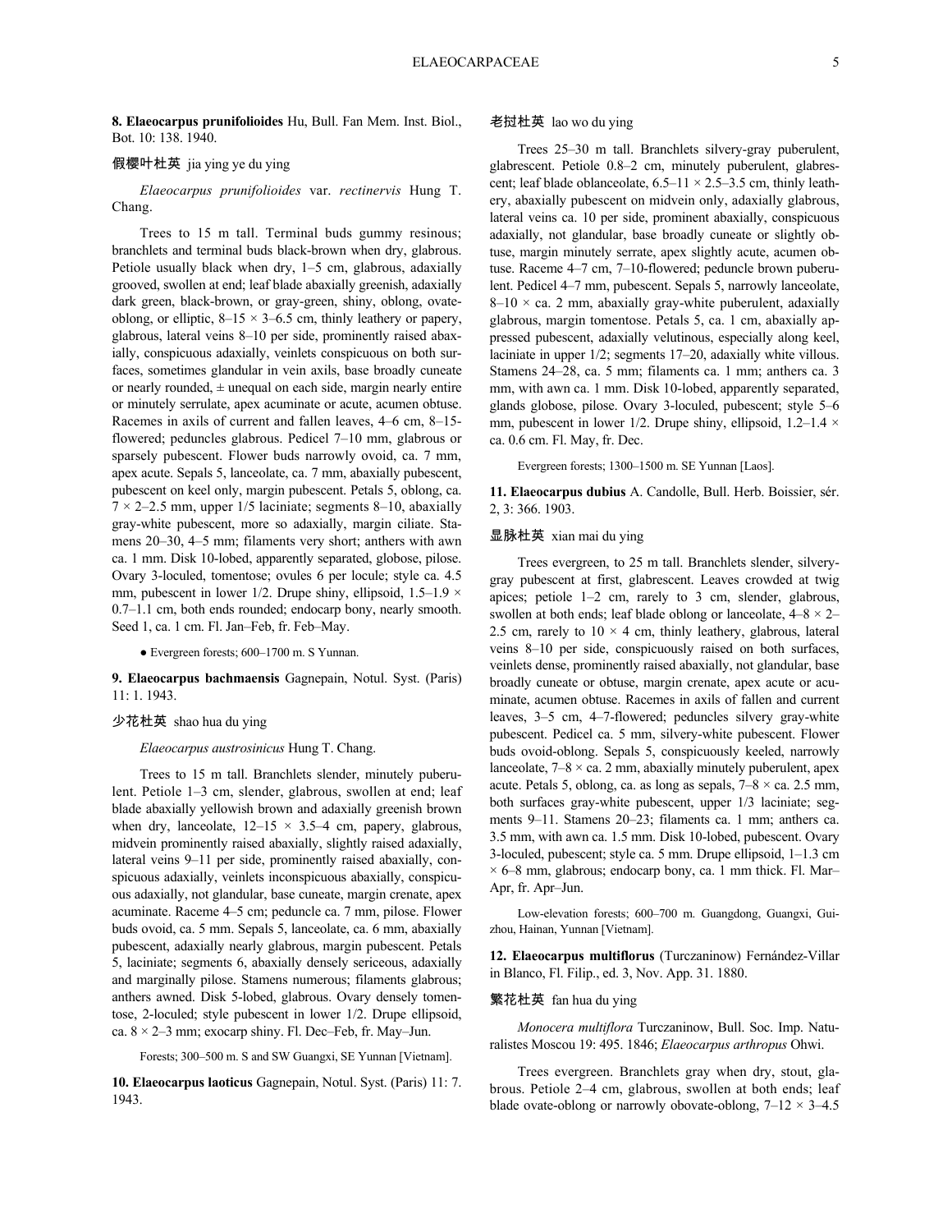**8. Elaeocarpus prunifolioides** Hu, Bull. Fan Mem. Inst. Biol., Bot. 10: 138. 1940.

假樱叶杜英 jia ying ye du ying

*Elaeocarpus prunifolioides* var. *rectinervis* Hung T. Chang.

Trees to 15 m tall. Terminal buds gummy resinous; branchlets and terminal buds black-brown when dry, glabrous. Petiole usually black when dry, 1–5 cm, glabrous, adaxially grooved, swollen at end; leaf blade abaxially greenish, adaxially dark green, black-brown, or gray-green, shiny, oblong, ovate-oblong, or elliptic, 8–15 × 3–6.5 cm, thinly leathery or papery, glabrous, lateral veins 8–10 per side, prominently raised abaxially, conspicuous adaxially, veinlets conspicuous on both surfaces, sometimes glandular in vein axils, base broadly cuneate or nearly rounded, ± unequal on each side, margin nearly entire or minutely serrulate, apex acuminate or acute, acumen obtuse. Racemes in axils of current and fallen leaves, 4–6 cm, 8–15-flowered; peduncles glabrous. Pedicel 7–10 mm, glabrous or sparsely pubescent. Flower buds narrowly ovoid, ca. 7 mm, apex acute. Sepals 5, lanceolate, ca. 7 mm, abaxially pubescent, pubescent on keel only, margin pubescent. Petals 5, oblong, ca. 7 × 2–2.5 mm, upper 1/5 laciniate; segments 8–10, abaxially gray-white pubescent, more so adaxially, margin ciliate. Stamens 20–30, 4–5 mm; filaments very short; anthers with awn ca. 1 mm. Disk 10-lobed, apparently separated, globose, pilose. Ovary 3-loculed, tomentose; ovules 6 per locule; style ca. 4.5 mm, pubescent in lower 1/2. Drupe shiny, ellipsoid, 1.5–1.9 × 0.7–1.1 cm, both ends rounded; endocarp bony, nearly smooth. Seed 1, ca. 1 cm. Fl. Jan–Feb, fr. Feb–May.

● Evergreen forests; 600–1700 m. S Yunnan.

**9. Elaeocarpus bachmaensis** Gagnepain, Notul. Syst. (Paris) 11: 1. 1943.

少花杜英 shao hua du ying

*Elaeocarpus austrosinicus* Hung T. Chang.

Trees to 15 m tall. Branchlets slender, minutely puberulent. Petiole 1–3 cm, slender, glabrous, swollen at end; leaf blade abaxially yellowish brown and adaxially greenish brown when dry, lanceolate, 12–15 × 3.5–4 cm, papery, glabrous, midvein prominently raised abaxially, slightly raised adaxially, lateral veins 9–11 per side, prominently raised abaxially, conspicuous adaxially, veinlets inconspicuous abaxially, conspicuous adaxially, not glandular, base cuneate, margin crenate, apex acuminate. Raceme 4–5 cm; peduncle ca. 7 mm, pilose. Flower buds ovoid, ca. 5 mm. Sepals 5, lanceolate, ca. 6 mm, abaxially pubescent, adaxially nearly glabrous, margin pubescent. Petals 5, laciniate; segments 6, abaxially densely sericeous, adaxially and marginally pilose. Stamens numerous; filaments glabrous; anthers awned. Disk 5-lobed, glabrous. Ovary densely tomentose, 2-loculed; style pubescent in lower 1/2. Drupe ellipsoid, ca. 8 × 2–3 mm; exocarp shiny. Fl. Dec–Feb, fr. May–Jun.

Forests; 300–500 m. S and SW Guangxi, SE Yunnan [Vietnam].

**10. Elaeocarpus laoticus** Gagnepain, Notul. Syst. (Paris) 11: 7. 1943.

老挝杜英 lao wo du ying

Trees 25–30 m tall. Branchlets silvery-gray puberulent, glabrescent. Petiole 0.8–2 cm, minutely puberulent, glabrescent; leaf blade oblanceolate, 6.5–11 × 2.5–3.5 cm, thinly leathery, abaxially pubescent on midvein only, adaxially glabrous, lateral veins ca. 10 per side, prominent abaxially, conspicuous adaxially, not glandular, base broadly cuneate or slightly obtuse, margin minutely serrate, apex slightly acute, acumen obtuse. Raceme 4–7 cm, 7–10-flowered; peduncle brown puberulent. Pedicel 4–7 mm, pubescent. Sepals 5, narrowly lanceolate, 8–10 × ca. 2 mm, abaxially gray-white puberulent, adaxially glabrous, margin tomentose. Petals 5, ca. 1 cm, abaxially appressed pubescent, adaxially velutinous, especially along keel, laciniate in upper 1/2; segments 17–20, adaxially white villous. Stamens 24–28, ca. 5 mm; filaments ca. 1 mm; anthers ca. 3 mm, with awn ca. 1 mm. Disk 10-lobed, apparently separated, glands globose, pilose. Ovary 3-loculed, pubescent; style 5–6 mm, pubescent in lower 1/2. Drupe shiny, ellipsoid, 1.2–1.4 × ca. 0.6 cm. Fl. May, fr. Dec.

Evergreen forests; 1300–1500 m. SE Yunnan [Laos].

**11. Elaeocarpus dubius** A. Candolle, Bull. Herb. Boissier, sér. 2, 3: 366. 1903.

显脉杜英 xian mai du ying

Trees evergreen, to 25 m tall. Branchlets slender, silvery-gray pubescent at first, glabrescent. Leaves crowded at twig apices; petiole 1–2 cm, rarely to 3 cm, slender, glabrous, swollen at both ends; leaf blade oblong or lanceolate, 4–8 × 2–2.5 cm, rarely to 10 × 4 cm, thinly leathery, glabrous, lateral veins 8–10 per side, conspicuously raised on both surfaces, veinlets dense, prominently raised abaxially, not glandular, base broadly cuneate or obtuse, margin crenate, apex acute or acuminate, acumen obtuse. Racemes in axils of fallen and current leaves, 3–5 cm, 4–7-flowered; peduncles silvery gray-white pubescent. Pedicel ca. 5 mm, silvery-white pubescent. Flower buds ovoid-oblong. Sepals 5, conspicuously keeled, narrowly lanceolate, 7–8 × ca. 2 mm, abaxially minutely puberulent, apex acute. Petals 5, oblong, ca. as long as sepals, 7–8 × ca. 2.5 mm, both surfaces gray-white pubescent, upper 1/3 laciniate; segments 9–11. Stamens 20–23; filaments ca. 1 mm; anthers ca. 3.5 mm, with awn ca. 1.5 mm. Disk 10-lobed, pubescent. Ovary 3-loculed, pubescent; style ca. 5 mm. Drupe ellipsoid, 1–1.3 cm × 6–8 mm, glabrous; endocarp bony, ca. 1 mm thick. Fl. Mar–Apr, fr. Apr–Jun.

Low-elevation forests; 600–700 m. Guangdong, Guangxi, Guizhou, Hainan, Yunnan [Vietnam].

**12. Elaeocarpus multiflorus** (Turczaninow) Fernández-Villar in Blanco, Fl. Filip., ed. 3, Nov. App. 31. 1880.

繁花杜英 fan hua du ying

*Monocera multiflora* Turczaninow, Bull. Soc. Imp. Naturalistes Moscou 19: 495. 1846; *Elaeocarpus arthropus* Ohwi.

Trees evergreen. Branchlets gray when dry, stout, glabrous. Petiole 2–4 cm, glabrous, swollen at both ends; leaf blade ovate-oblong or narrowly obovate-oblong, 7–12 × 3–4.5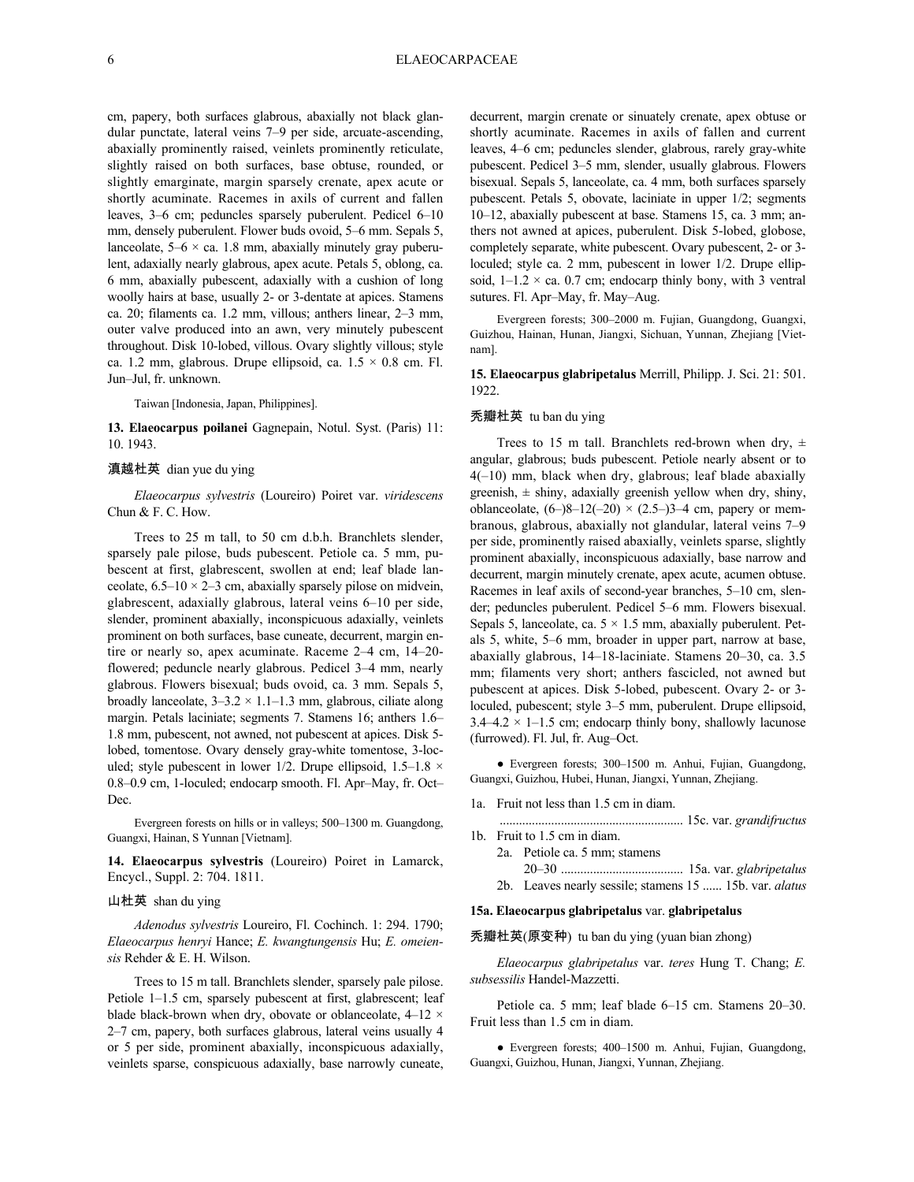cm, papery, both surfaces glabrous, abaxially not black glandular punctate, lateral veins 7–9 per side, arcuate-ascending, abaxially prominently raised, veinlets prominently reticulate, slightly raised on both surfaces, base obtuse, rounded, or slightly emarginate, margin sparsely crenate, apex acute or shortly acuminate. Racemes in axils of current and fallen leaves, 3–6 cm; peduncles sparsely puberulent. Pedicel 6–10 mm, densely puberulent. Flower buds ovoid, 5–6 mm. Sepals 5, lanceolate, 5–6 × ca. 1.8 mm, abaxially minutely gray puberulent, adaxially nearly glabrous, apex acute. Petals 5, oblong, ca. 6 mm, abaxially pubescent, adaxially with a cushion of long woolly hairs at base, usually 2- or 3-dentate at apices. Stamens ca. 20; filaments ca. 1.2 mm, villous; anthers linear, 2–3 mm, outer valve produced into an awn, very minutely pubescent throughout. Disk 10-lobed, villous. Ovary slightly villous; style ca. 1.2 mm, glabrous. Drupe ellipsoid, ca. 1.5 × 0.8 cm. Fl. Jun–Jul, fr. unknown.

Taiwan [Indonesia, Japan, Philippines].

**13. Elaeocarpus poilanei** Gagnepain, Notul. Syst. (Paris) 11: 10. 1943.

滇越杜英 dian yue du ying

*Elaeocarpus sylvestris* (Loureiro) Poiret var. *viridescens* Chun & F. C. How.

Trees to 25 m tall, to 50 cm d.b.h. Branchlets slender, sparsely pale pilose, buds pubescent. Petiole ca. 5 mm, pubescent at first, glabrescent, swollen at end; leaf blade lanceolate, 6.5–10 × 2–3 cm, abaxially sparsely pilose on midvein, glabrescent, adaxially glabrous, lateral veins 6–10 per side, slender, prominent abaxially, inconspicuous adaxially, veinlets prominent on both surfaces, base cuneate, decurrent, margin entire or nearly so, apex acuminate. Raceme 2–4 cm, 14–20-flowered; peduncle nearly glabrous. Pedicel 3–4 mm, nearly glabrous. Flowers bisexual; buds ovoid, ca. 3 mm. Sepals 5, broadly lanceolate, 3–3.2 × 1.1–1.3 mm, glabrous, ciliate along margin. Petals laciniate; segments 7. Stamens 16; anthers 1.6–1.8 mm, pubescent, not awned, not pubescent at apices. Disk 5-lobed, tomentose. Ovary densely gray-white tomentose, 3-loculed; style pubescent in lower 1/2. Drupe ellipsoid, 1.5–1.8 × 0.8–0.9 cm, 1-loculed; endocarp smooth. Fl. Apr–May, fr. Oct–Dec.

Evergreen forests on hills or in valleys; 500–1300 m. Guangdong, Guangxi, Hainan, S Yunnan [Vietnam].

**14. Elaeocarpus sylvestris** (Loureiro) Poiret in Lamarck, Encycl., Suppl. 2: 704. 1811.

山杜英 shan du ying

*Adenodus sylvestris* Loureiro, Fl. Cochinch. 1: 294. 1790; *Elaeocarpus henryi* Hance; *E. kwangtungensis* Hu; *E. omeiensis* Rehder & E. H. Wilson.

Trees to 15 m tall. Branchlets slender, sparsely pale pilose. Petiole 1–1.5 cm, sparsely pubescent at first, glabrescent; leaf blade black-brown when dry, obovate or oblanceolate, 4–12 × 2–7 cm, papery, both surfaces glabrous, lateral veins usually 4 or 5 per side, prominent abaxially, inconspicuous adaxially, veinlets sparse, conspicuous adaxially, base narrowly cuneate, decurrent, margin crenate or sinuately crenate, apex obtuse or shortly acuminate. Racemes in axils of fallen and current leaves, 4–6 cm; peduncles slender, glabrous, rarely gray-white pubescent. Pedicel 3–5 mm, slender, usually glabrous. Flowers bisexual. Sepals 5, lanceolate, ca. 4 mm, both surfaces sparsely pubescent. Petals 5, obovate, laciniate in upper 1/2; segments 10–12, abaxially pubescent at base. Stamens 15, ca. 3 mm; anthers not awned at apices, puberulent. Disk 5-lobed, globose, completely separate, white pubescent. Ovary pubescent, 2- or 3-loculed; style ca. 2 mm, pubescent in lower 1/2. Drupe ellipsoid, 1–1.2 × ca. 0.7 cm; endocarp thinly bony, with 3 ventral sutures. Fl. Apr–May, fr. May–Aug.

Evergreen forests; 300–2000 m. Fujian, Guangdong, Guangxi, Guizhou, Hainan, Hunan, Jiangxi, Sichuan, Yunnan, Zhejiang [Vietnam].

**15. Elaeocarpus glabripetalus** Merrill, Philipp. J. Sci. 21: 501. 1922.

秃瓣杜英 tu ban du ying

Trees to 15 m tall. Branchlets red-brown when dry, ± angular, glabrous; buds pubescent. Petiole nearly absent or to 4(–10) mm, black when dry, glabrous; leaf blade abaxially greenish, ± shiny, adaxially greenish yellow when dry, shiny, oblanceolate, (6–)8–12(–20) × (2.5–)3–4 cm, papery or membranous, glabrous, abaxially not glandular, lateral veins 7–9 per side, prominently raised abaxially, veinlets sparse, slightly prominent abaxially, inconspicuous adaxially, base narrow and decurrent, margin minutely crenate, apex acute, acumen obtuse. Racemes in leaf axils of second-year branches, 5–10 cm, slender; peduncles puberulent. Pedicel 5–6 mm. Flowers bisexual. Sepals 5, lanceolate, ca. 5 × 1.5 mm, abaxially puberulent. Petals 5, white, 5–6 mm, broader in upper part, narrow at base, abaxially glabrous, 14–18-laciniate. Stamens 20–30, ca. 3.5 mm; filaments very short; anthers fascicled, not awned but pubescent at apices. Disk 5-lobed, pubescent. Ovary 2- or 3-loculed, pubescent; style 3–5 mm, puberulent. Drupe ellipsoid, 3.4–4.2 × 1–1.5 cm; endocarp thinly bony, shallowly lacunose (furrowed). Fl. Jul, fr. Aug–Oct.

● Evergreen forests; 300–1500 m. Anhui, Fujian, Guangdong, Guangxi, Guizhou, Hubei, Hunan, Jiangxi, Yunnan, Zhejiang.

1a. Fruit not less than 1.5 cm in diam. ........................................................ 15c. var. *grandifructus*
1b. Fruit to 1.5 cm in diam.
  2a. Petiole ca. 5 mm; stamens 20–30 ...................................... 15a. var. *glabripetalus*
  2b. Leaves nearly sessile; stamens 15 ...... 15b. var. *alatus*

**15a. Elaeocarpus glabripetalus** var. **glabripetalus**

秃瓣杜英(原变种) tu ban du ying (yuan bian zhong)

*Elaeocarpus glabripetalus* var. *teres* Hung T. Chang; *E. subsessilis* Handel-Mazzetti.

Petiole ca. 5 mm; leaf blade 6–15 cm. Stamens 20–30. Fruit less than 1.5 cm in diam.

● Evergreen forests; 400–1500 m. Anhui, Fujian, Guangdong, Guangxi, Guizhou, Hunan, Jiangxi, Yunnan, Zhejiang.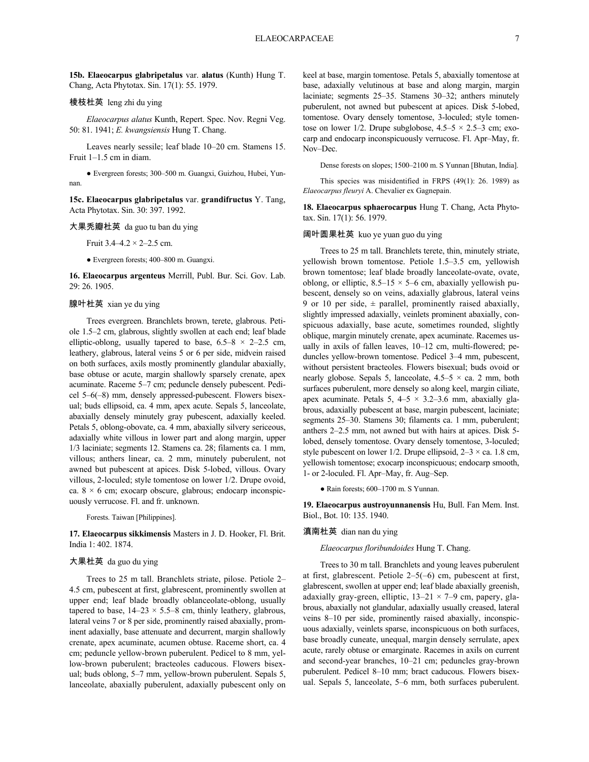**15b. Elaeocarpus glabripetalus** var. **alatus** (Kunth) Hung T. Chang, Acta Phytotax. Sin. 17(1): 55. 1979.

棱枝杜英 leng zhi du ying

*Elaeocarpus alatus* Kunth, Repert. Spec. Nov. Regni Veg. 50: 81. 1941; *E. kwangsiensis* Hung T. Chang.

Leaves nearly sessile; leaf blade 10–20 cm. Stamens 15. Fruit 1–1.5 cm in diam.

● Evergreen forests; 300–500 m. Guangxi, Guizhou, Hubei, Yunnan.

**15c. Elaeocarpus glabripetalus** var. **grandifructus** Y. Tang, Acta Phytotax. Sin. 30: 397. 1992.

大果秃瓣杜英 da guo tu ban du ying

Fruit 3.4–4.2 × 2–2.5 cm.

● Evergreen forests; 400–800 m. Guangxi.

**16. Elaeocarpus argenteus** Merrill, Publ. Bur. Sci. Gov. Lab. 29: 26. 1905.

腺叶杜英 xian ye du ying

Trees evergreen. Branchlets brown, terete, glabrous. Petiole 1.5–2 cm, glabrous, slightly swollen at each end; leaf blade elliptic-oblong, usually tapered to base, 6.5–8 × 2–2.5 cm, leathery, glabrous, lateral veins 5 or 6 per side, midvein raised on both surfaces, axils mostly prominently glandular abaxially, base obtuse or acute, margin shallowly sparsely crenate, apex acuminate. Raceme 5–7 cm; peduncle densely pubescent. Pedicel 5–6(–8) mm, densely appressed-pubescent. Flowers bisexual; buds ellipsoid, ca. 4 mm, apex acute. Sepals 5, lanceolate, abaxially densely minutely gray pubescent, adaxially keeled. Petals 5, oblong-obovate, ca. 4 mm, abaxially silvery sericeous, adaxially white villous in lower part and along margin, upper 1/3 laciniate; segments 12. Stamens ca. 28; filaments ca. 1 mm, villous; anthers linear, ca. 2 mm, minutely puberulent, not awned but pubescent at apices. Disk 5-lobed, villous. Ovary villous, 2-loculed; style tomentose on lower 1/2. Drupe ovoid, ca. 8 × 6 cm; exocarp obscure, glabrous; endocarp inconspicuously verrucose. Fl. and fr. unknown.

Forests. Taiwan [Philippines].

**17. Elaeocarpus sikkimensis** Masters in J. D. Hooker, Fl. Brit. India 1: 402. 1874.

大果杜英 da guo du ying

Trees to 25 m tall. Branchlets striate, pilose. Petiole 2–4.5 cm, pubescent at first, glabrescent, prominently swollen at upper end; leaf blade broadly oblanceolate-oblong, usually tapered to base, 14–23 × 5.5–8 cm, thinly leathery, glabrous, lateral veins 7 or 8 per side, prominently raised abaxially, prominent adaxially, base attenuate and decurrent, margin shallowly crenate, apex acuminate, acumen obtuse. Raceme short, ca. 4 cm; peduncle yellow-brown puberulent. Pedicel to 8 mm, yellow-brown puberulent; bracteoles caducous. Flowers bisexual; buds oblong, 5–7 mm, yellow-brown puberulent. Sepals 5, lanceolate, abaxially puberulent, adaxially pubescent only on keel at base, margin tomentose. Petals 5, abaxially tomentose at base, adaxially velutinous at base and along margin, margin laciniate; segments 25–35. Stamens 30–32; anthers minutely puberulent, not awned but pubescent at apices. Disk 5-lobed, tomentose. Ovary densely tomentose, 3-loculed; style tomentose on lower 1/2. Drupe subglobose, 4.5–5 × 2.5–3 cm; exocarp and endocarp inconspicuously verrucose. Fl. Apr–May, fr. Nov–Dec.

Dense forests on slopes; 1500–2100 m. S Yunnan [Bhutan, India].

This species was misidentified in FRPS (49(1): 26. 1989) as *Elaeocarpus fleuryi* A. Chevalier ex Gagnepain.

**18. Elaeocarpus sphaerocarpus** Hung T. Chang, Acta Phytotax. Sin. 17(1): 56. 1979.

阔叶圆果杜英 kuo ye yuan guo du ying

Trees to 25 m tall. Branchlets terete, thin, minutely striate, yellowish brown tomentose. Petiole 1.5–3.5 cm, yellowish brown tomentose; leaf blade broadly lanceolate-ovate, ovate, oblong, or elliptic, 8.5–15 × 5–6 cm, abaxially yellowish pubescent, densely so on veins, adaxially glabrous, lateral veins 9 or 10 per side, ± parallel, prominently raised abaxially, slightly impressed adaxially, veinlets prominent abaxially, conspicuous adaxially, base acute, sometimes rounded, slightly oblique, margin minutely crenate, apex acuminate. Racemes usually in axils of fallen leaves, 10–12 cm, multi-flowered; peduncles yellow-brown tomentose. Pedicel 3–4 mm, pubescent, without persistent bracteoles. Flowers bisexual; buds ovoid or nearly globose. Sepals 5, lanceolate, 4.5–5 × ca. 2 mm, both surfaces puberulent, more densely so along keel, margin ciliate, apex acuminate. Petals 5, 4–5 × 3.2–3.6 mm, abaxially glabrous, adaxially pubescent at base, margin pubescent, laciniate; segments 25–30. Stamens 30; filaments ca. 1 mm, puberulent; anthers 2–2.5 mm, not awned but with hairs at apices. Disk 5-lobed, densely tomentose. Ovary densely tomentose, 3-loculed; style pubescent on lower 1/2. Drupe ellipsoid, 2–3 × ca. 1.8 cm, yellowish tomentose; exocarp inconspicuous; endocarp smooth, 1- or 2-loculed. Fl. Apr–May, fr. Aug–Sep.

● Rain forests; 600–1700 m. S Yunnan.

**19. Elaeocarpus austroyunnanensis** Hu, Bull. Fan Mem. Inst. Biol., Bot. 10: 135. 1940.

滇南杜英 dian nan du ying

*Elaeocarpus floribundoides* Hung T. Chang.

Trees to 30 m tall. Branchlets and young leaves puberulent at first, glabrescent. Petiole 2–5(–6) cm, pubescent at first, glabrescent, swollen at upper end; leaf blade abaxially greenish, adaxially gray-green, elliptic, 13–21 × 7–9 cm, papery, glabrous, abaxially not glandular, adaxially usually creased, lateral veins 8–10 per side, prominently raised abaxially, inconspicuous adaxially, veinlets sparse, inconspicuous on both surfaces, base broadly cuneate, unequal, margin densely serrulate, apex acute, rarely obtuse or emarginate. Racemes in axils on current and second-year branches, 10–21 cm; peduncles gray-brown puberulent. Pedicel 8–10 mm; bract caducous. Flowers bisexual. Sepals 5, lanceolate, 5–6 mm, both surfaces puberulent.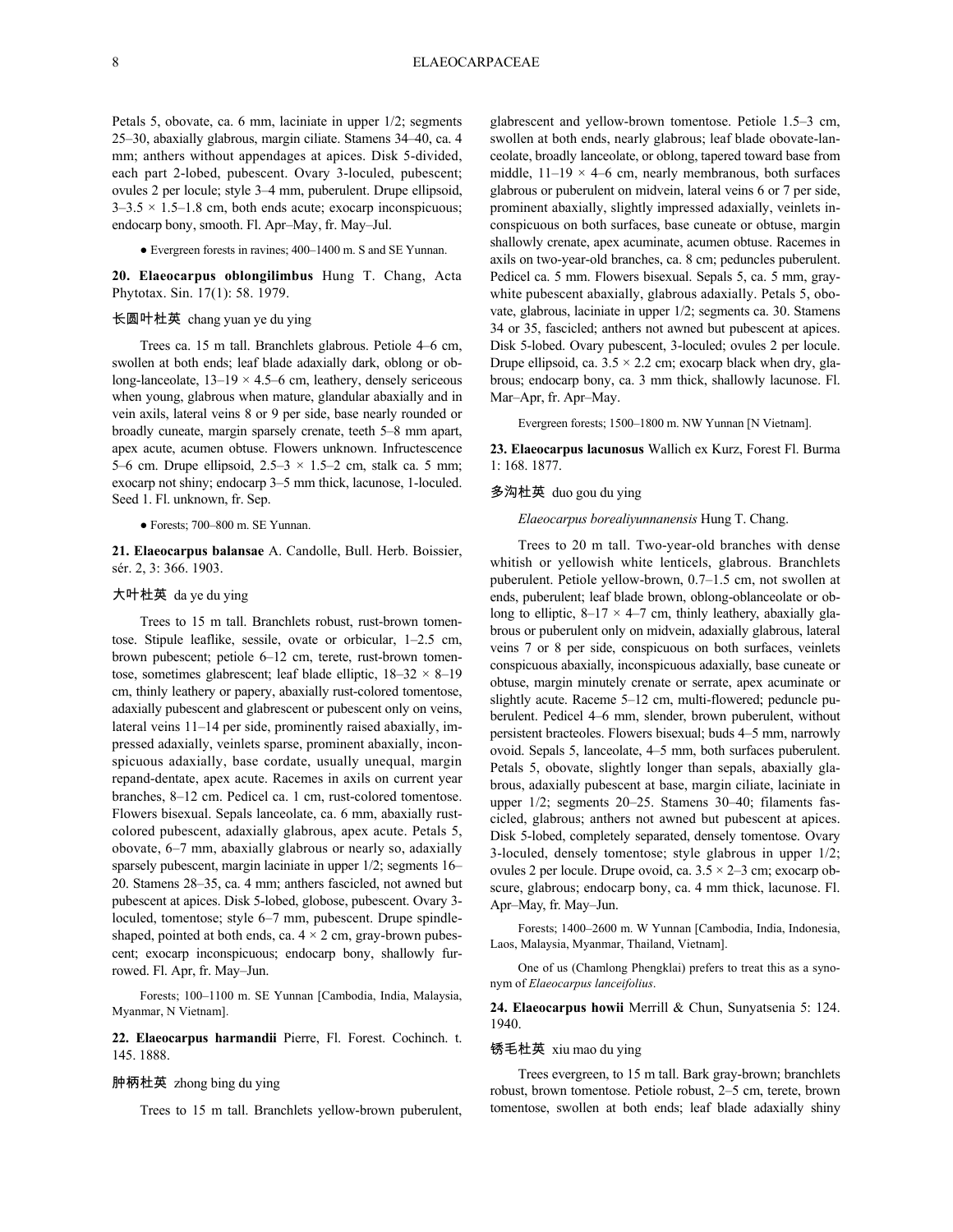Petals 5, obovate, ca. 6 mm, laciniate in upper 1/2; segments 25–30, abaxially glabrous, margin ciliate. Stamens 34–40, ca. 4 mm; anthers without appendages at apices. Disk 5-divided, each part 2-lobed, pubescent. Ovary 3-loculed, pubescent; ovules 2 per locule; style 3–4 mm, puberulent. Drupe ellipsoid, 3–3.5 × 1.5–1.8 cm, both ends acute; exocarp inconspicuous; endocarp bony, smooth. Fl. Apr–May, fr. May–Jul.

● Evergreen forests in ravines; 400–1400 m. S and SE Yunnan.

**20. Elaeocarpus oblongilimbus** Hung T. Chang, Acta Phytotax. Sin. 17(1): 58. 1979.

长圆叶杜英 chang yuan ye du ying

Trees ca. 15 m tall. Branchlets glabrous. Petiole 4–6 cm, swollen at both ends; leaf blade adaxially dark, oblong or oblong-lanceolate, 13–19 × 4.5–6 cm, leathery, densely sericeous when young, glabrous when mature, glandular abaxially and in vein axils, lateral veins 8 or 9 per side, base nearly rounded or broadly cuneate, margin sparsely crenate, teeth 5–8 mm apart, apex acute, acumen obtuse. Flowers unknown. Infructescence 5–6 cm. Drupe ellipsoid, 2.5–3 × 1.5–2 cm, stalk ca. 5 mm; exocarp not shiny; endocarp 3–5 mm thick, lacunose, 1-loculed. Seed 1. Fl. unknown, fr. Sep.

● Forests; 700–800 m. SE Yunnan.

**21. Elaeocarpus balansae** A. Candolle, Bull. Herb. Boissier, sér. 2, 3: 366. 1903.

大叶杜英 da ye du ying

Trees to 15 m tall. Branchlets robust, rust-brown tomentose. Stipule leaflike, sessile, ovate or orbicular, 1–2.5 cm, brown pubescent; petiole 6–12 cm, terete, rust-brown tomentose, sometimes glabrescent; leaf blade elliptic, 18–32 × 8–19 cm, thinly leathery or papery, abaxially rust-colored tomentose, adaxially pubescent and glabrescent or pubescent only on veins, lateral veins 11–14 per side, prominently raised abaxially, impressed adaxially, veinlets sparse, prominent abaxially, inconspicuous adaxially, base cordate, usually unequal, margin repand-dentate, apex acute. Racemes in axils on current year branches, 8–12 cm. Pedicel ca. 1 cm, rust-colored tomentose. Flowers bisexual. Sepals lanceolate, ca. 6 mm, abaxially rust-colored pubescent, adaxially glabrous, apex acute. Petals 5, obovate, 6–7 mm, abaxially glabrous or nearly so, adaxially sparsely pubescent, margin laciniate in upper 1/2; segments 16–20. Stamens 28–35, ca. 4 mm; anthers fascicled, not awned but pubescent at apices. Disk 5-lobed, globose, pubescent. Ovary 3-loculed, tomentose; style 6–7 mm, pubescent. Drupe spindle-shaped, pointed at both ends, ca. 4 × 2 cm, gray-brown pubescent; exocarp inconspicuous; endocarp bony, shallowly furrowed. Fl. Apr, fr. May–Jun.

Forests; 100–1100 m. SE Yunnan [Cambodia, India, Malaysia, Myanmar, N Vietnam].

**22. Elaeocarpus harmandii** Pierre, Fl. Forest. Cochinch. t. 145. 1888.

肿柄杜英 zhong bing du ying

Trees to 15 m tall. Branchlets yellow-brown puberulent, glabrescent and yellow-brown tomentose. Petiole 1.5–3 cm, swollen at both ends, nearly glabrous; leaf blade obovate-lanceolate, broadly lanceolate, or oblong, tapered toward base from middle, 11–19 × 4–6 cm, nearly membranous, both surfaces glabrous or puberulent on midvein, lateral veins 6 or 7 per side, prominent abaxially, slightly impressed adaxially, veinlets inconspicuous on both surfaces, base cuneate or obtuse, margin shallowly crenate, apex acuminate, acumen obtuse. Racemes in axils on two-year-old branches, ca. 8 cm; peduncles puberulent. Pedicel ca. 5 mm. Flowers bisexual. Sepals 5, ca. 5 mm, gray-white pubescent abaxially, glabrous adaxially. Petals 5, obovate, glabrous, laciniate in upper 1/2; segments ca. 30. Stamens 34 or 35, fascicled; anthers not awned but pubescent at apices. Disk 5-lobed. Ovary pubescent, 3-loculed; ovules 2 per locule. Drupe ellipsoid, ca. 3.5 × 2.2 cm; exocarp black when dry, glabrous; endocarp bony, ca. 3 mm thick, shallowly lacunose. Fl. Mar–Apr, fr. Apr–May.

Evergreen forests; 1500–1800 m. NW Yunnan [N Vietnam].

**23. Elaeocarpus lacunosus** Wallich ex Kurz, Forest Fl. Burma 1: 168. 1877.

多沟杜英 duo gou du ying

*Elaeocarpus borealiyunnanensis* Hung T. Chang.

Trees to 20 m tall. Two-year-old branches with dense whitish or yellowish white lenticels, glabrous. Branchlets puberulent. Petiole yellow-brown, 0.7–1.5 cm, not swollen at ends, puberulent; leaf blade brown, oblong-oblanceolate or oblong to elliptic, 8–17 × 4–7 cm, thinly leathery, abaxially glabrous or puberulent only on midvein, adaxially glabrous, lateral veins 7 or 8 per side, conspicuous on both surfaces, veinlets conspicuous abaxially, inconspicuous adaxially, base cuneate or obtuse, margin minutely crenate or serrate, apex acuminate or slightly acute. Raceme 5–12 cm, multi-flowered; peduncle puberulent. Pedicel 4–6 mm, slender, brown puberulent, without persistent bracteoles. Flowers bisexual; buds 4–5 mm, narrowly ovoid. Sepals 5, lanceolate, 4–5 mm, both surfaces puberulent. Petals 5, obovate, slightly longer than sepals, abaxially glabrous, adaxially pubescent at base, margin ciliate, laciniate in upper 1/2; segments 20–25. Stamens 30–40; filaments fascicled, glabrous; anthers not awned but pubescent at apices. Disk 5-lobed, completely separated, densely tomentose. Ovary 3-loculed, densely tomentose; style glabrous in upper 1/2; ovules 2 per locule. Drupe ovoid, ca. 3.5 × 2–3 cm; exocarp obscure, glabrous; endocarp bony, ca. 4 mm thick, lacunose. Fl. Apr–May, fr. May–Jun.

Forests; 1400–2600 m. W Yunnan [Cambodia, India, Indonesia, Laos, Malaysia, Myanmar, Thailand, Vietnam].

One of us (Chamlong Phengklai) prefers to treat this as a synonym of *Elaeocarpus lanceifolius*.

**24. Elaeocarpus howii** Merrill & Chun, Sunyatsenia 5: 124. 1940.

锈毛杜英 xiu mao du ying

Trees evergreen, to 15 m tall. Bark gray-brown; branchlets robust, brown tomentose. Petiole robust, 2–5 cm, terete, brown tomentose, swollen at both ends; leaf blade adaxially shiny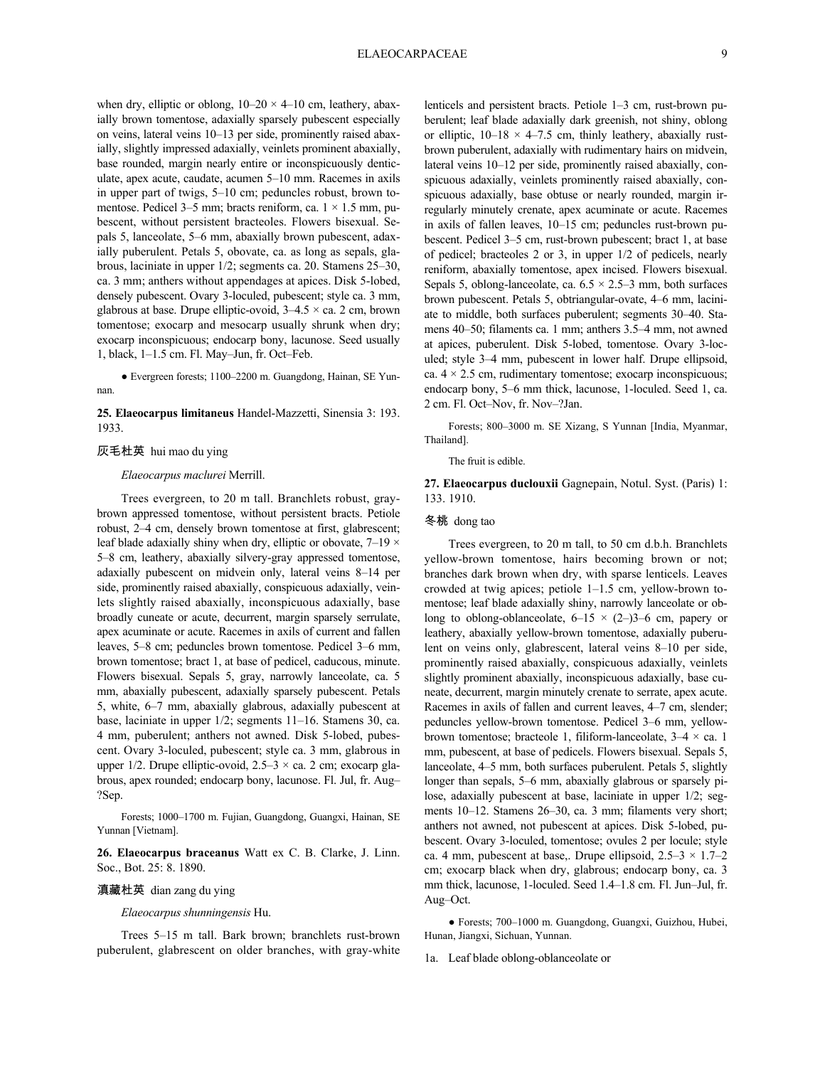when dry, elliptic or oblong, 10–20 × 4–10 cm, leathery, abaxially brown tomentose, adaxially sparsely pubescent especially on veins, lateral veins 10–13 per side, prominently raised abaxially, slightly impressed adaxially, veinlets prominent abaxially, base rounded, margin nearly entire or inconspicuously denticulate, apex acute, caudate, acumen 5–10 mm. Racemes in axils in upper part of twigs, 5–10 cm; peduncles robust, brown tomentose. Pedicel 3–5 mm; bracts reniform, ca. 1 × 1.5 mm, pubescent, without persistent bracteoles. Flowers bisexual. Sepals 5, lanceolate, 5–6 mm, abaxially brown pubescent, adaxially puberulent. Petals 5, obovate, ca. as long as sepals, glabrous, laciniate in upper 1/2; segments ca. 20. Stamens 25–30, ca. 3 mm; anthers without appendages at apices. Disk 5-lobed, densely pubescent. Ovary 3-loculed, pubescent; style ca. 3 mm, glabrous at base. Drupe elliptic-ovoid, 3–4.5 × ca. 2 cm, brown tomentose; exocarp and mesocarp usually shrunk when dry; exocarp inconspicuous; endocarp bony, lacunose. Seed usually 1, black, 1–1.5 cm. Fl. May–Jun, fr. Oct–Feb.

● Evergreen forests; 1100–2200 m. Guangdong, Hainan, SE Yunnan.

**25. Elaeocarpus limitaneus** Handel-Mazzetti, Sinensia 3: 193. 1933.

灰毛杜英 hui mao du ying

*Elaeocarpus maclurei* Merrill.

Trees evergreen, to 20 m tall. Branchlets robust, gray-brown appressed tomentose, without persistent bracts. Petiole robust, 2–4 cm, densely brown tomentose at first, glabrescent; leaf blade adaxially shiny when dry, elliptic or obovate, 7–19 × 5–8 cm, leathery, abaxially silvery-gray appressed tomentose, adaxially pubescent on midvein only, lateral veins 8–14 per side, prominently raised abaxially, conspicuous adaxially, veinlets slightly raised abaxially, inconspicuous adaxially, base broadly cuneate or acute, decurrent, margin sparsely serrulate, apex acuminate or acute. Racemes in axils of current and fallen leaves, 5–8 cm; peduncles brown tomentose. Pedicel 3–6 mm, brown tomentose; bract 1, at base of pedicel, caducous, minute. Flowers bisexual. Sepals 5, gray, narrowly lanceolate, ca. 5 mm, abaxially pubescent, adaxially sparsely pubescent. Petals 5, white, 6–7 mm, abaxially glabrous, adaxially pubescent at base, laciniate in upper 1/2; segments 11–16. Stamens 30, ca. 4 mm, puberulent; anthers not awned. Disk 5-lobed, pubescent. Ovary 3-loculed, pubescent; style ca. 3 mm, glabrous in upper 1/2. Drupe elliptic-ovoid, 2.5–3 × ca. 2 cm; exocarp glabrous, apex rounded; endocarp bony, lacunose. Fl. Jul, fr. Aug–?Sep.

Forests; 1000–1700 m. Fujian, Guangdong, Guangxi, Hainan, SE Yunnan [Vietnam].

**26. Elaeocarpus braceanus** Watt ex C. B. Clarke, J. Linn. Soc., Bot. 25: 8. 1890.

滇藏杜英 dian zang du ying

*Elaeocarpus shunningensis* Hu.

Trees 5–15 m tall. Bark brown; branchlets rust-brown puberulent, glabrescent on older branches, with gray-white lenticels and persistent bracts. Petiole 1–3 cm, rust-brown puberulent; leaf blade adaxially dark greenish, not shiny, oblong or elliptic, 10–18 × 4–7.5 cm, thinly leathery, abaxially rust-brown puberulent, adaxially with rudimentary hairs on midvein, lateral veins 10–12 per side, prominently raised abaxially, conspicuous adaxially, veinlets prominently raised abaxially, conspicuous adaxially, base obtuse or nearly rounded, margin irregularly minutely crenate, apex acuminate or acute. Racemes in axils of fallen leaves, 10–15 cm; peduncles rust-brown pubescent. Pedicel 3–5 cm, rust-brown pubescent; bract 1, at base of pedicel; bracteoles 2 or 3, in upper 1/2 of pedicels, nearly reniform, abaxially tomentose, apex incised. Flowers bisexual. Sepals 5, oblong-lanceolate, ca. 6.5 × 2.5–3 mm, both surfaces brown pubescent. Petals 5, obtriangular-ovate, 4–6 mm, laciniate to middle, both surfaces puberulent; segments 30–40. Stamens 40–50; filaments ca. 1 mm; anthers 3.5–4 mm, not awned at apices, puberulent. Disk 5-lobed, tomentose. Ovary 3-loculed; style 3–4 mm, pubescent in lower half. Drupe ellipsoid, ca. 4 × 2.5 cm, rudimentary tomentose; exocarp inconspicuous; endocarp bony, 5–6 mm thick, lacunose, 1-loculed. Seed 1, ca. 2 cm. Fl. Oct–Nov, fr. Nov–?Jan.

Forests; 800–3000 m. SE Xizang, S Yunnan [India, Myanmar, Thailand].

The fruit is edible.

**27. Elaeocarpus duclouxii** Gagnepain, Notul. Syst. (Paris) 1: 133. 1910.

冬桃 dong tao

Trees evergreen, to 20 m tall, to 50 cm d.b.h. Branchlets yellow-brown tomentose, hairs becoming brown or not; branches dark brown when dry, with sparse lenticels. Leaves crowded at twig apices; petiole 1–1.5 cm, yellow-brown tomentose; leaf blade adaxially shiny, narrowly lanceolate or oblong to oblong-oblanceolate, 6–15 × (2–)3–6 cm, papery or leathery, abaxially yellow-brown tomentose, adaxially puberulent on veins only, glabrescent, lateral veins 8–10 per side, prominently raised abaxially, conspicuous adaxially, veinlets slightly prominent abaxially, inconspicuous adaxially, base cuneate, decurrent, margin minutely crenate to serrate, apex acute. Racemes in axils of fallen and current leaves, 4–7 cm, slender; peduncles yellow-brown tomentose. Pedicel 3–6 mm, yellow-brown tomentose; bracteole 1, filiform-lanceolate, 3–4 × ca. 1 mm, pubescent, at base of pedicels. Flowers bisexual. Sepals 5, lanceolate, 4–5 mm, both surfaces puberulent. Petals 5, slightly longer than sepals, 5–6 mm, abaxially glabrous or sparsely pilose, adaxially pubescent at base, laciniate in upper 1/2; segments 10–12. Stamens 26–30, ca. 3 mm; filaments very short; anthers not awned, not pubescent at apices. Disk 5-lobed, pubescent. Ovary 3-loculed, tomentose; ovules 2 per locule; style ca. 4 mm, pubescent at base,. Drupe ellipsoid, 2.5–3 × 1.7–2 cm; exocarp black when dry, glabrous; endocarp bony, ca. 3 mm thick, lacunose, 1-loculed. Seed 1.4–1.8 cm. Fl. Jun–Jul, fr. Aug–Oct.

● Forests; 700–1000 m. Guangdong, Guangxi, Guizhou, Hubei, Hunan, Jiangxi, Sichuan, Yunnan.

1a. Leaf blade oblong-oblanceolate or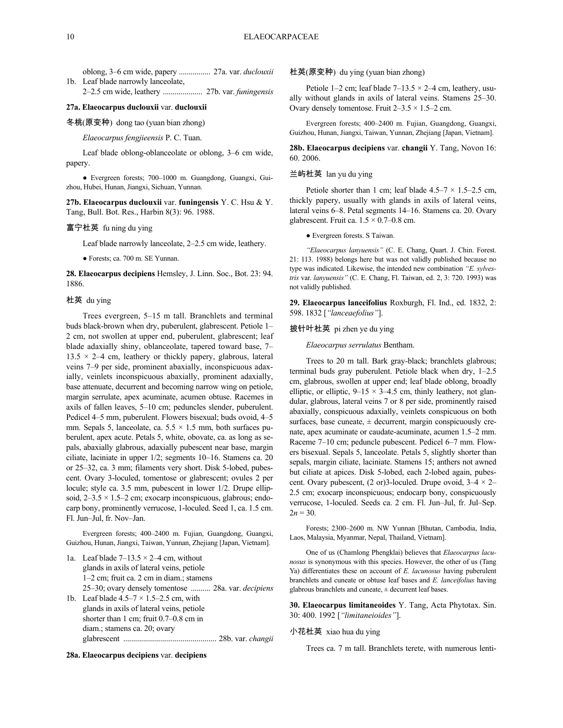oblong, 3–6 cm wide, papery ................ 27a. var. *duclouxii*

1b. Leaf blade narrowly lanceolate, 2–2.5 cm wide, leathery .................... 27b. var. *funingensis*

**27a. Elaeocarpus duclouxii** var. **duclouxii**

冬桃(原变种) dong tao (yuan bian zhong)

*Elaeocarpus fengjieensis* P. C. Tuan.

Leaf blade oblong-oblanceolate or oblong, 3–6 cm wide, papery.

● Evergreen forests; 700–1000 m. Guangdong, Guangxi, Guizhou, Hubei, Hunan, Jiangxi, Sichuan, Yunnan.

**27b. Elaeocarpus duclouxii** var. **funingensis** Y. C. Hsu & Y. Tang, Bull. Bot. Res., Harbin 8(3): 96. 1988.

富宁杜英 fu ning du ying

Leaf blade narrowly lanceolate, 2–2.5 cm wide, leathery.

● Forests; ca. 700 m. SE Yunnan.

**28. Elaeocarpus decipiens** Hemsley, J. Linn. Soc., Bot. 23: 94. 1886.

杜英 du ying

Trees evergreen, 5–15 m tall. Branchlets and terminal buds black-brown when dry, puberulent, glabrescent. Petiole 1–2 cm, not swollen at upper end, puberulent, glabrescent; leaf blade adaxially shiny, oblanceolate, tapered toward base, 7–13.5 × 2–4 cm, leathery or thickly papery, glabrous, lateral veins 7–9 per side, prominent abaxially, inconspicuous adaxially, veinlets inconspicuous abaxially, prominent adaxially, base attenuate, decurrent and becoming narrow wing on petiole, margin serrulate, apex acuminate, acumen obtuse. Racemes in axils of fallen leaves, 5–10 cm; peduncles slender, puberulent. Pedicel 4–5 mm, puberulent. Flowers bisexual; buds ovoid, 4–5 mm. Sepals 5, lanceolate, ca. 5.5 × 1.5 mm, both surfaces puberulent, apex acute. Petals 5, white, obovate, ca. as long as sepals, abaxially glabrous, adaxially pubescent near base, margin ciliate, laciniate in upper 1/2; segments 10–16. Stamens ca. 20 or 25–32, ca. 3 mm; filaments very short. Disk 5-lobed, pubescent. Ovary 3-loculed, tomentose or glabrescent; ovules 2 per locule; style ca. 3.5 mm, pubescent in lower 1/2. Drupe ellipsoid, 2–3.5 × 1.5–2 cm; exocarp inconspicuous, glabrous; endocarp bony, prominently verrucose, 1-loculed. Seed 1, ca. 1.5 cm. Fl. Jun–Jul, fr. Nov–Jan.

Evergreen forests; 400–2400 m. Fujian, Guangdong, Guangxi, Guizhou, Hunan, Jiangxi, Taiwan, Yunnan, Zhejiang [Japan, Vietnam].

1a. Leaf blade 7–13.5 × 2–4 cm, without glands in axils of lateral veins, petiole 1–2 cm; fruit ca. 2 cm in diam.; stamens 25–30; ovary densely tomentose .......... 28a. var. *decipiens*

1b. Leaf blade 4.5–7 × 1.5–2.5 cm, with glands in axils of lateral veins, petiole shorter than 1 cm; fruit 0.7–0.8 cm in diam.; stamens ca. 20; ovary glabrescent .............................................. 28b. var. *changii*

**28a. Elaeocarpus decipiens** var. **decipiens**

杜英(原变种) du ying (yuan bian zhong)

Petiole 1–2 cm; leaf blade 7–13.5 × 2–4 cm, leathery, usually without glands in axils of lateral veins. Stamens 25–30. Ovary densely tomentose. Fruit 2–3.5 × 1.5–2 cm.

Evergreen forests; 400–2400 m. Fujian, Guangdong, Guangxi, Guizhou, Hunan, Jiangxi, Taiwan, Yunnan, Zhejiang [Japan, Vietnam].

**28b. Elaeocarpus decipiens** var. **changii** Y. Tang, Novon 16: 60. 2006.

兰屿杜英 lan yu du ying

Petiole shorter than 1 cm; leaf blade 4.5–7 × 1.5–2.5 cm, thickly papery, usually with glands in axils of lateral veins, lateral veins 6–8. Petal segments 14–16. Stamens ca. 20. Ovary glabrescent. Fruit ca. 1.5 × 0.7–0.8 cm.

● Evergreen forests. S Taiwan.

*"Elaeocarpus lanyuensis"* (C. E. Chang, Quart. J. Chin. Forest. 21: 113. 1988) belongs here but was not validly published because no type was indicated. Likewise, the intended new combination *"E. sylvestris* var. *lanyuensis"* (C. E. Chang, Fl. Taiwan, ed. 2, 3: 720. 1993) was not validly published.

**29. Elaeocarpus lanceifolius** Roxburgh, Fl. Ind., ed. 1832, 2: 598. 1832 [*"lanceaefolius"*].

披针叶杜英 pi zhen ye du ying

*Elaeocarpus serrulatus* Bentham.

Trees to 20 m tall. Bark gray-black; branchlets glabrous; terminal buds gray puberulent. Petiole black when dry, 1–2.5 cm, glabrous, swollen at upper end; leaf blade oblong, broadly elliptic, or elliptic, 9–15 × 3–4.5 cm, thinly leathery, not glandular, glabrous, lateral veins 7 or 8 per side, prominently raised abaxially, conspicuous adaxially, veinlets conspicuous on both surfaces, base cuneate, ± decurrent, margin conspicuously crenate, apex acuminate or caudate-acuminate, acumen 1.5–2 mm. Raceme 7–10 cm; peduncle pubescent. Pedicel 6–7 mm. Flowers bisexual. Sepals 5, lanceolate. Petals 5, slightly shorter than sepals, margin ciliate, laciniate. Stamens 15; anthers not awned but ciliate at apices. Disk 5-lobed, each 2-lobed again, pubescent. Ovary pubescent, (2 or)3-loculed. Drupe ovoid, 3–4 × 2–2.5 cm; exocarp inconspicuous; endocarp bony, conspicuously verrucose, 1-loculed. Seeds ca. 2 cm. Fl. Jun–Jul, fr. Jul–Sep. $2n = 30$.

Forests; 2300–2600 m. NW Yunnan [Bhutan, Cambodia, India, Laos, Malaysia, Myanmar, Nepal, Thailand, Vietnam].

One of us (Chamlong Phengklai) believes that *Elaeocarpus lacunosus* is synonymous with this species. However, the other of us (Tang Ya) differentiates these on account of *E. lacunosus* having puberulent branchlets and cuneate or obtuse leaf bases and *E. lanceifolius* having glabrous branchlets and cuneate, ± decurrent leaf bases.

**30. Elaeocarpus limitaneoides** Y. Tang, Acta Phytotax. Sin. 30: 400. 1992 [*"limitaneioides"*].

小花杜英 xiao hua du ying

Trees ca. 7 m tall. Branchlets terete, with numerous lenti-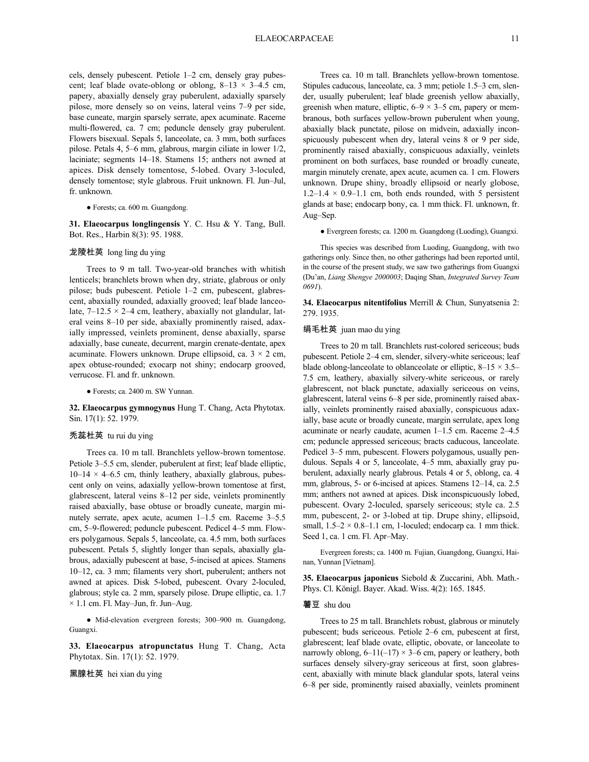cels, densely pubescent. Petiole 1–2 cm, densely gray pubescent; leaf blade ovate-oblong or oblong, 8–13 × 3–4.5 cm, papery, abaxially densely gray puberulent, adaxially sparsely pilose, more densely so on veins, lateral veins 7–9 per side, base cuneate, margin sparsely serrate, apex acuminate. Raceme multi-flowered, ca. 7 cm; peduncle densely gray puberulent. Flowers bisexual. Sepals 5, lanceolate, ca. 3 mm, both surfaces pilose. Petals 4, 5–6 mm, glabrous, margin ciliate in lower 1/2, laciniate; segments 14–18. Stamens 15; anthers not awned at apices. Disk densely tomentose, 5-lobed. Ovary 3-loculed, densely tomentose; style glabrous. Fruit unknown. Fl. Jun–Jul, fr. unknown.

● Forests; ca. 600 m. Guangdong.

**31. Elaeocarpus longlingensis** Y. C. Hsu & Y. Tang, Bull. Bot. Res., Harbin 8(3): 95. 1988.

龙陵杜英 long ling du ying

Trees to 9 m tall. Two-year-old branches with whitish lenticels; branchlets brown when dry, striate, glabrous or only pilose; buds pubescent. Petiole 1–2 cm, pubescent, glabrescent, abaxially rounded, adaxially grooved; leaf blade lanceolate, 7–12.5 × 2–4 cm, leathery, abaxially not glandular, lateral veins 8–10 per side, abaxially prominently raised, adaxially impressed, veinlets prominent, dense abaxially, sparse adaxially, base cuneate, decurrent, margin crenate-dentate, apex acuminate. Flowers unknown. Drupe ellipsoid, ca. 3 × 2 cm, apex obtuse-rounded; exocarp not shiny; endocarp grooved, verrucose. Fl. and fr. unknown.

● Forests; ca. 2400 m. SW Yunnan.

**32. Elaeocarpus gymnogynus** Hung T. Chang, Acta Phytotax. Sin. 17(1): 52. 1979.

秃蕊杜英 tu rui du ying

Trees ca. 10 m tall. Branchlets yellow-brown tomentose. Petiole 3–5.5 cm, slender, puberulent at first; leaf blade elliptic, 10–14 × 4–6.5 cm, thinly leathery, abaxially glabrous, pubescent only on veins, adaxially yellow-brown tomentose at first, glabrescent, lateral veins 8–12 per side, veinlets prominently raised abaxially, base obtuse or broadly cuneate, margin minutely serrate, apex acute, acumen 1–1.5 cm. Raceme 3–5.5 cm, 5–9-flowered; peduncle pubescent. Pedicel 4–5 mm. Flowers polygamous. Sepals 5, lanceolate, ca. 4.5 mm, both surfaces pubescent. Petals 5, slightly longer than sepals, abaxially glabrous, adaxially pubescent at base, 5-incised at apices. Stamens 10–12, ca. 3 mm; filaments very short, puberulent; anthers not awned at apices. Disk 5-lobed, pubescent. Ovary 2-loculed, glabrous; style ca. 2 mm, sparsely pilose. Drupe elliptic, ca. 1.7 × 1.1 cm. Fl. May–Jun, fr. Jun–Aug.

● Mid-elevation evergreen forests; 300–900 m. Guangdong, Guangxi.

**33. Elaeocarpus atropunctatus** Hung T. Chang, Acta Phytotax. Sin. 17(1): 52. 1979.

黑腺杜英 hei xian du ying

Trees ca. 10 m tall. Branchlets yellow-brown tomentose. Stipules caducous, lanceolate, ca. 3 mm; petiole 1.5–3 cm, slender, usually puberulent; leaf blade greenish yellow abaxially, greenish when mature, elliptic, 6–9 × 3–5 cm, papery or membranous, both surfaces yellow-brown puberulent when young, abaxially black punctate, pilose on midvein, adaxially inconspicuously pubescent when dry, lateral veins 8 or 9 per side, prominently raised abaxially, conspicuous adaxially, veinlets prominent on both surfaces, base rounded or broadly cuneate, margin minutely crenate, apex acute, acumen ca. 1 cm. Flowers unknown. Drupe shiny, broadly ellipsoid or nearly globose, 1.2–1.4 × 0.9–1.1 cm, both ends rounded, with 5 persistent glands at base; endocarp bony, ca. 1 mm thick. Fl. unknown, fr. Aug–Sep.

● Evergreen forests; ca. 1200 m. Guangdong (Luoding), Guangxi.

This species was described from Luoding, Guangdong, with two gatherings only. Since then, no other gatherings had been reported until, in the course of the present study, we saw two gatherings from Guangxi (Du'an, *Liang Shengye 2000003*; Daqing Shan, *Integrated Survey Team 0691*).

**34. Elaeocarpus nitentifolius** Merrill & Chun, Sunyatsenia 2: 279. 1935.

绢毛杜英 juan mao du ying

Trees to 20 m tall. Branchlets rust-colored sericeous; buds pubescent. Petiole 2–4 cm, slender, silvery-white sericeous; leaf blade oblong-lanceolate to oblanceolate or elliptic, 8–15 × 3.5–7.5 cm, leathery, abaxially silvery-white sericeous, or rarely glabrescent, not black punctate, adaxially sericeous on veins, glabrescent, lateral veins 6–8 per side, prominently raised abaxially, veinlets prominently raised abaxially, conspicuous adaxially, base acute or broadly cuneate, margin serrulate, apex long acuminate or nearly caudate, acumen 1–1.5 cm. Raceme 2–4.5 cm; peduncle appressed sericeous; bracts caducous, lanceolate. Pedicel 3–5 mm, pubescent. Flowers polygamous, usually pendulous. Sepals 4 or 5, lanceolate, 4–5 mm, abaxially gray puberulent, adaxially nearly glabrous. Petals 4 or 5, oblong, ca. 4 mm, glabrous, 5- or 6-incised at apices. Stamens 12–14, ca. 2.5 mm; anthers not awned at apices. Disk inconspicuously lobed, pubescent. Ovary 2-loculed, sparsely sericeous; style ca. 2.5 mm, pubescent, 2- or 3-lobed at tip. Drupe shiny, ellipsoid, small, 1.5–2 × 0.8–1.1 cm, 1-loculed; endocarp ca. 1 mm thick. Seed 1, ca. 1 cm. Fl. Apr–May.

Evergreen forests; ca. 1400 m. Fujian, Guangdong, Guangxi, Hainan, Yunnan [Vietnam].

**35. Elaeocarpus japonicus** Siebold & Zuccarini, Abh. Math.-Phys. Cl. Königl. Bayer. Akad. Wiss. 4(2): 165. 1845.

薯豆 shu dou

Trees to 25 m tall. Branchlets robust, glabrous or minutely pubescent; buds sericeous. Petiole 2–6 cm, pubescent at first, glabrescent; leaf blade ovate, elliptic, obovate, or lanceolate to narrowly oblong, 6–11(–17) × 3–6 cm, papery or leathery, both surfaces densely silvery-gray sericeous at first, soon glabrescent, abaxially with minute black glandular spots, lateral veins 6–8 per side, prominently raised abaxially, veinlets prominent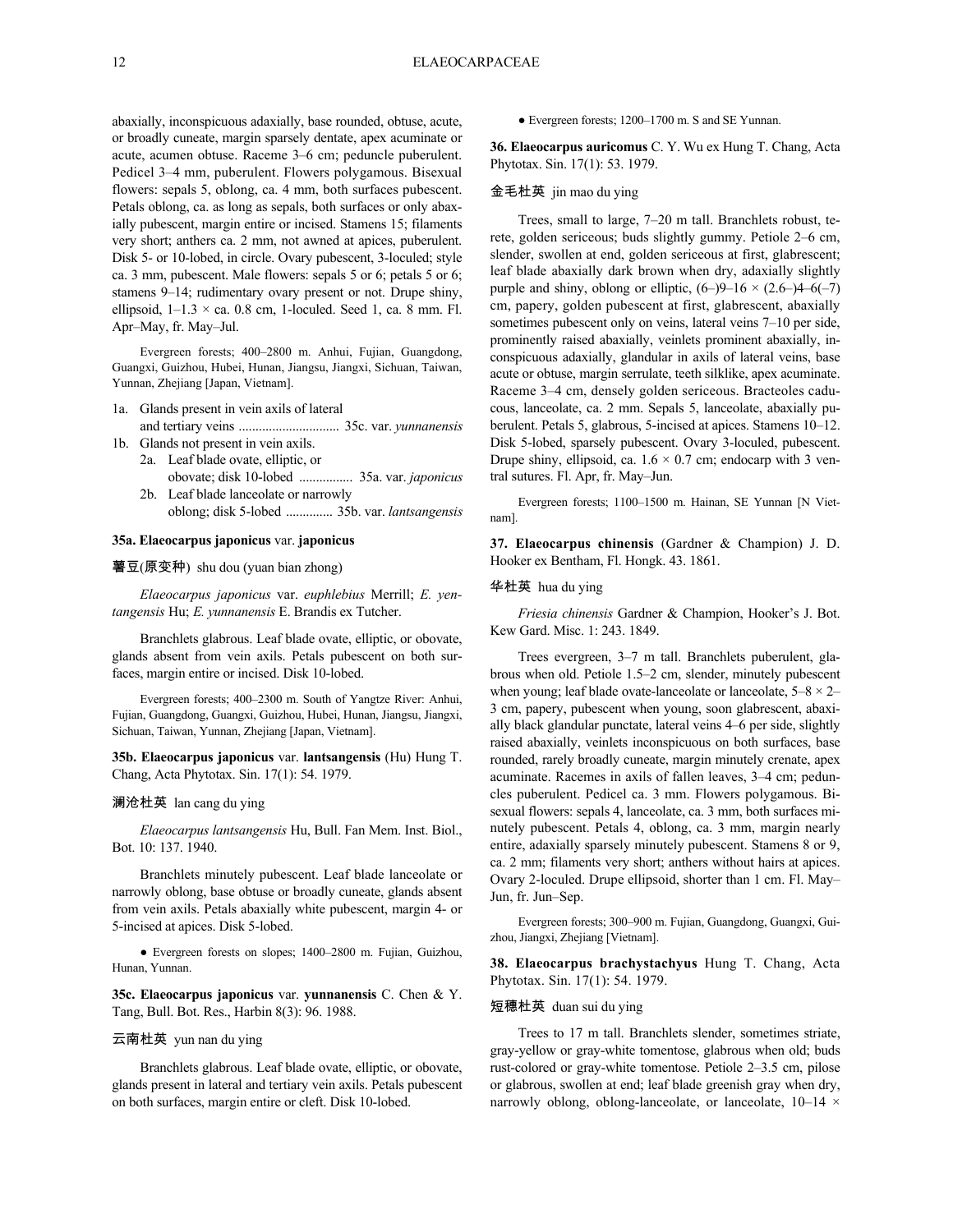abaxially, inconspicuous adaxially, base rounded, obtuse, acute, or broadly cuneate, margin sparsely dentate, apex acuminate or acute, acumen obtuse. Raceme 3–6 cm; peduncle puberulent. Pedicel 3–4 mm, puberulent. Flowers polygamous. Bisexual flowers: sepals 5, oblong, ca. 4 mm, both surfaces pubescent. Petals oblong, ca. as long as sepals, both surfaces or only abaxially pubescent, margin entire or incised. Stamens 15; filaments very short; anthers ca. 2 mm, not awned at apices, puberulent. Disk 5- or 10-lobed, in circle. Ovary pubescent, 3-loculed; style ca. 3 mm, pubescent. Male flowers: sepals 5 or 6; petals 5 or 6; stamens 9–14; rudimentary ovary present or not. Drupe shiny, ellipsoid, 1–1.3 × ca. 0.8 cm, 1-loculed. Seed 1, ca. 8 mm. Fl. Apr–May, fr. May–Jul.

Evergreen forests; 400–2800 m. Anhui, Fujian, Guangdong, Guangxi, Guizhou, Hubei, Hunan, Jiangsu, Jiangxi, Sichuan, Taiwan, Yunnan, Zhejiang [Japan, Vietnam].

1a. Glands present in vein axils of lateral and tertiary veins .............................. 35c. var. *yunnanensis*
1b. Glands not present in vein axils.
   2a. Leaf blade ovate, elliptic, or obovate; disk 10-lobed ................ 35a. var. *japonicus*
   2b. Leaf blade lanceolate or narrowly oblong; disk 5-lobed .............. 35b. var. *lantsangensis*

**35a. Elaeocarpus japonicus** var. **japonicus**

薯豆(原变种) shu dou (yuan bian zhong)

*Elaeocarpus japonicus* var. *euphlebius* Merrill; *E. yentangensis* Hu; *E. yunnanensis* E. Brandis ex Tutcher.

Branchlets glabrous. Leaf blade ovate, elliptic, or obovate, glands absent from vein axils. Petals pubescent on both surfaces, margin entire or incised. Disk 10-lobed.

Evergreen forests; 400–2300 m. South of Yangtze River: Anhui, Fujian, Guangdong, Guangxi, Guizhou, Hubei, Hunan, Jiangsu, Jiangxi, Sichuan, Taiwan, Yunnan, Zhejiang [Japan, Vietnam].

**35b. Elaeocarpus japonicus** var. **lantsangensis** (Hu) Hung T. Chang, Acta Phytotax. Sin. 17(1): 54. 1979.

澜沧杜英 lan cang du ying

*Elaeocarpus lantsangensis* Hu, Bull. Fan Mem. Inst. Biol., Bot. 10: 137. 1940.

Branchlets minutely pubescent. Leaf blade lanceolate or narrowly oblong, base obtuse or broadly cuneate, glands absent from vein axils. Petals abaxially white pubescent, margin 4- or 5-incised at apices. Disk 5-lobed.

● Evergreen forests on slopes; 1400–2800 m. Fujian, Guizhou, Hunan, Yunnan.

**35c. Elaeocarpus japonicus** var. **yunnanensis** C. Chen & Y. Tang, Bull. Bot. Res., Harbin 8(3): 96. 1988.

云南杜英 yun nan du ying

Branchlets glabrous. Leaf blade ovate, elliptic, or obovate, glands present in lateral and tertiary vein axils. Petals pubescent on both surfaces, margin entire or cleft. Disk 10-lobed.

● Evergreen forests; 1200–1700 m. S and SE Yunnan.

**36. Elaeocarpus auricomus** C. Y. Wu ex Hung T. Chang, Acta Phytotax. Sin. 17(1): 53. 1979.

金毛杜英 jin mao du ying

Trees, small to large, 7–20 m tall. Branchlets robust, terete, golden sericeous; buds slightly gummy. Petiole 2–6 cm, slender, swollen at end, golden sericeous at first, glabrescent; leaf blade abaxially dark brown when dry, adaxially slightly purple and shiny, oblong or elliptic, (6–)9–16 × (2.6–)4–6(–7) cm, papery, golden pubescent at first, glabrescent, abaxially sometimes pubescent only on veins, lateral veins 7–10 per side, prominently raised abaxially, veinlets prominent abaxially, inconspicuous adaxially, glandular in axils of lateral veins, base acute or obtuse, margin serrulate, teeth silklike, apex acuminate. Raceme 3–4 cm, densely golden sericeous. Bracteoles caducous, lanceolate, ca. 2 mm. Sepals 5, lanceolate, abaxially puberulent. Petals 5, glabrous, 5-incised at apices. Stamens 10–12. Disk 5-lobed, sparsely pubescent. Ovary 3-loculed, pubescent. Drupe shiny, ellipsoid, ca. 1.6 × 0.7 cm; endocarp with 3 ventral sutures. Fl. Apr, fr. May–Jun.

Evergreen forests; 1100–1500 m. Hainan, SE Yunnan [N Vietnam].

**37. Elaeocarpus chinensis** (Gardner & Champion) J. D. Hooker ex Bentham, Fl. Hongk. 43. 1861.

华杜英 hua du ying

*Friesia chinensis* Gardner & Champion, Hooker's J. Bot. Kew Gard. Misc. 1: 243. 1849.

Trees evergreen, 3–7 m tall. Branchlets puberulent, glabrous when old. Petiole 1.5–2 cm, slender, minutely pubescent when young; leaf blade ovate-lanceolate or lanceolate, 5–8 × 2–3 cm, papery, pubescent when young, soon glabrescent, abaxially black glandular punctate, lateral veins 4–6 per side, slightly raised abaxially, veinlets inconspicuous on both surfaces, base rounded, rarely broadly cuneate, margin minutely crenate, apex acuminate. Racemes in axils of fallen leaves, 3–4 cm; peduncles puberulent. Pedicel ca. 3 mm. Flowers polygamous. Bisexual flowers: sepals 4, lanceolate, ca. 3 mm, both surfaces minutely pubescent. Petals 4, oblong, ca. 3 mm, margin nearly entire, adaxially sparsely minutely pubescent. Stamens 8 or 9, ca. 2 mm; filaments very short; anthers without hairs at apices. Ovary 2-loculed. Drupe ellipsoid, shorter than 1 cm. Fl. May–Jun, fr. Jun–Sep.

Evergreen forests; 300–900 m. Fujian, Guangdong, Guangxi, Guizhou, Jiangxi, Zhejiang [Vietnam].

**38. Elaeocarpus brachystachyus** Hung T. Chang, Acta Phytotax. Sin. 17(1): 54. 1979.

短穗杜英 duan sui du ying

Trees to 17 m tall. Branchlets slender, sometimes striate, gray-yellow or gray-white tomentose, glabrous when old; buds rust-colored or gray-white tomentose. Petiole 2–3.5 cm, pilose or glabrous, swollen at end; leaf blade greenish gray when dry, narrowly oblong, oblong-lanceolate, or lanceolate, 10–14 ×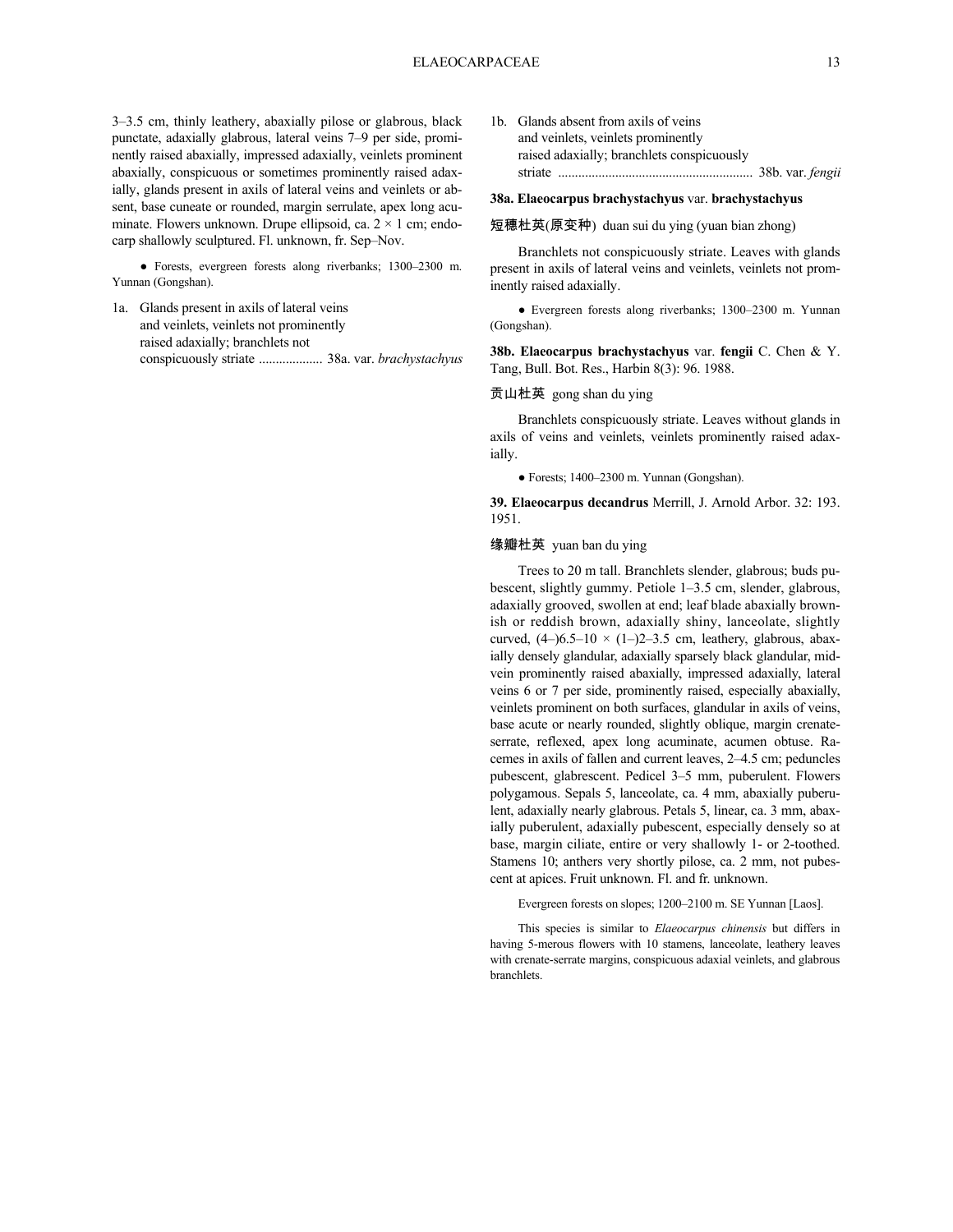3–3.5 cm, thinly leathery, abaxially pilose or glabrous, black punctate, adaxially glabrous, lateral veins 7–9 per side, prominently raised abaxially, impressed adaxially, veinlets prominent abaxially, conspicuous or sometimes prominently raised adaxially, glands present in axils of lateral veins and veinlets or absent, base cuneate or rounded, margin serrulate, apex long acuminate. Flowers unknown. Drupe ellipsoid, ca. 2 × 1 cm; endocarp shallowly sculptured. Fl. unknown, fr. Sep–Nov.

● Forests, evergreen forests along riverbanks; 1300–2300 m. Yunnan (Gongshan).

1a. Glands present in axils of lateral veins and veinlets, veinlets not prominently raised adaxially; branchlets not conspicuously striate .................. 38a. var. *brachystachyus*

1b. Glands absent from axils of veins and veinlets, veinlets prominently raised adaxially; branchlets conspicuously striate ......................................................... 38b. var. *fengii*

**38a. Elaeocarpus brachystachyus** var. **brachystachyus**

短穗杜英(原变种) duan sui du ying (yuan bian zhong)

Branchlets not conspicuously striate. Leaves with glands present in axils of lateral veins and veinlets, veinlets not prominently raised adaxially.

● Evergreen forests along riverbanks; 1300–2300 m. Yunnan (Gongshan).

**38b. Elaeocarpus brachystachyus** var. **fengii** C. Chen & Y. Tang, Bull. Bot. Res., Harbin 8(3): 96. 1988.

贡山杜英 gong shan du ying

Branchlets conspicuously striate. Leaves without glands in axils of veins and veinlets, veinlets prominently raised adaxially.

● Forests; 1400–2300 m. Yunnan (Gongshan).

**39. Elaeocarpus decandrus** Merrill, J. Arnold Arbor. 32: 193. 1951.

缘瓣杜英 yuan ban du ying

Trees to 20 m tall. Branchlets slender, glabrous; buds pubescent, slightly gummy. Petiole 1–3.5 cm, slender, glabrous, adaxially grooved, swollen at end; leaf blade abaxially brownish or reddish brown, adaxially shiny, lanceolate, slightly curved, (4–)6.5–10 × (1–)2–3.5 cm, leathery, glabrous, abaxially densely glandular, adaxially sparsely black glandular, midvein prominently raised abaxially, impressed adaxially, lateral veins 6 or 7 per side, prominently raised, especially abaxially, veinlets prominent on both surfaces, glandular in axils of veins, base acute or nearly rounded, slightly oblique, margin crenate-serrate, reflexed, apex long acuminate, acumen obtuse. Racemes in axils of fallen and current leaves, 2–4.5 cm; peduncles pubescent, glabrescent. Pedicel 3–5 mm, puberulent. Flowers polygamous. Sepals 5, lanceolate, ca. 4 mm, abaxially puberulent, adaxially nearly glabrous. Petals 5, linear, ca. 3 mm, abaxially puberulent, adaxially pubescent, especially densely so at base, margin ciliate, entire or very shallowly 1- or 2-toothed. Stamens 10; anthers very shortly pilose, ca. 2 mm, not pubescent at apices. Fruit unknown. Fl. and fr. unknown.

Evergreen forests on slopes; 1200–2100 m. SE Yunnan [Laos].

This species is similar to *Elaeocarpus chinensis* but differs in having 5-merous flowers with 10 stamens, lanceolate, leathery leaves with crenate-serrate margins, conspicuous adaxial veinlets, and glabrous branchlets.